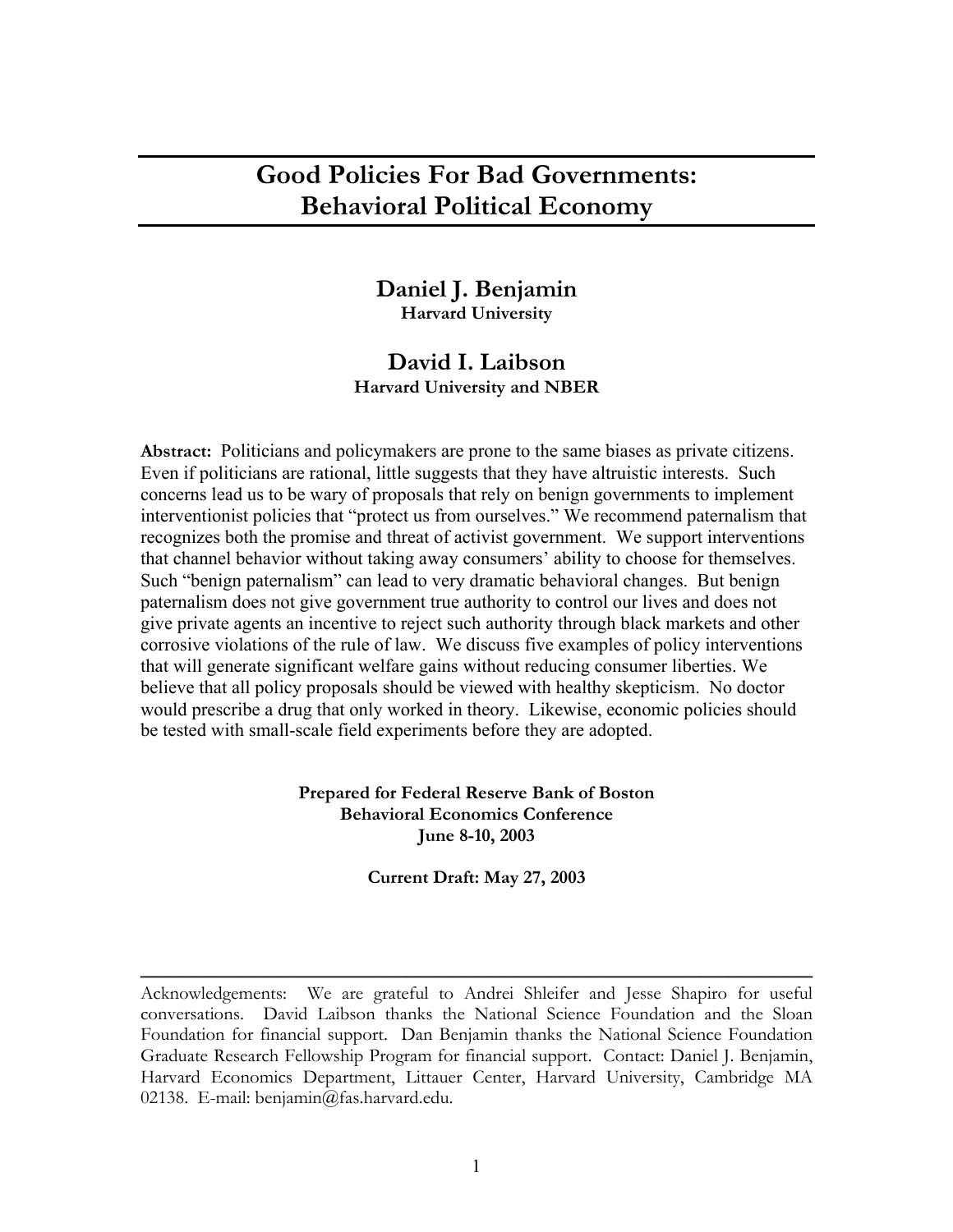# Good Policies For Bad Governments: Behavioral Political Economy

**Daniel J. Benjamin**
**Harvard University**

**David I. Laibson**
**Harvard University and NBER**

**Abstract:** Politicians and policymakers are prone to the same biases as private citizens. Even if politicians are rational, little suggests that they have altruistic interests. Such concerns lead us to be wary of proposals that rely on benign governments to implement interventionist policies that "protect us from ourselves." We recommend paternalism that recognizes both the promise and threat of activist government. We support interventions that channel behavior without taking away consumers' ability to choose for themselves. Such "benign paternalism" can lead to very dramatic behavioral changes. But benign paternalism does not give government true authority to control our lives and does not give private agents an incentive to reject such authority through black markets and other corrosive violations of the rule of law. We discuss five examples of policy interventions that will generate significant welfare gains without reducing consumer liberties. We believe that all policy proposals should be viewed with healthy skepticism. No doctor would prescribe a drug that only worked in theory. Likewise, economic policies should be tested with small-scale field experiments before they are adopted.

**Prepared for Federal Reserve Bank of Boston**
**Behavioral Economics Conference**
**June 8-10, 2003**

**Current Draft: May 27, 2003**

---

Acknowledgements: We are grateful to Andrei Shleifer and Jesse Shapiro for useful conversations. David Laibson thanks the National Science Foundation and the Sloan Foundation for financial support. Dan Benjamin thanks the National Science Foundation Graduate Research Fellowship Program for financial support. Contact: Daniel J. Benjamin, Harvard Economics Department, Littauer Center, Harvard University, Cambridge MA 02138. E-mail: benjamin@fas.harvard.edu.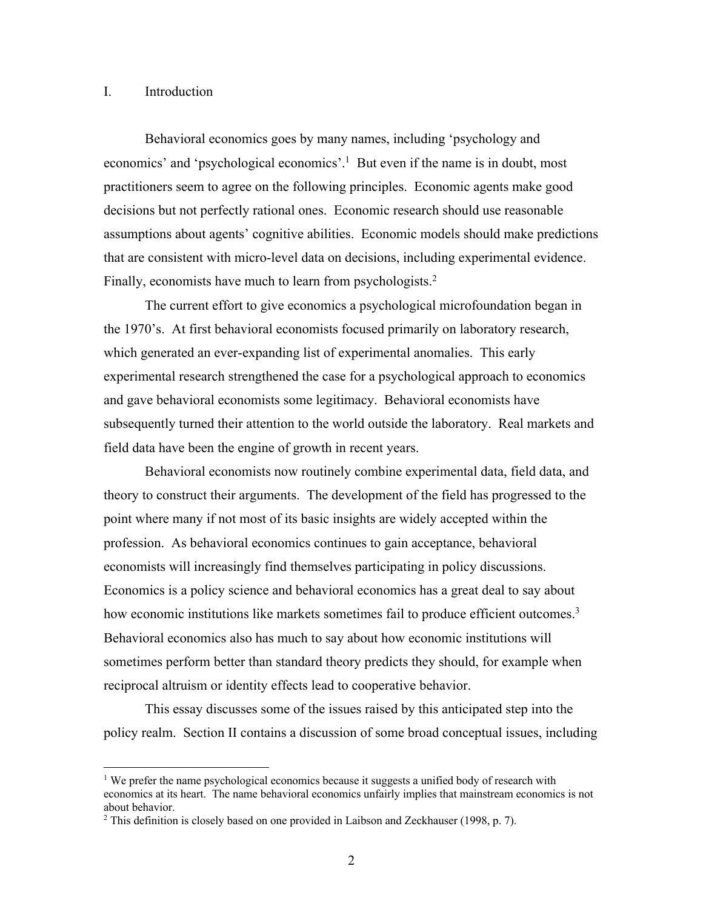## I. Introduction

Behavioral economics goes by many names, including 'psychology and economics' and 'psychological economics'.[1] But even if the name is in doubt, most practitioners seem to agree on the following principles. Economic agents make good decisions but not perfectly rational ones. Economic research should use reasonable assumptions about agents' cognitive abilities. Economic models should make predictions that are consistent with micro-level data on decisions, including experimental evidence. Finally, economists have much to learn from psychologists.[2]

The current effort to give economics a psychological microfoundation began in the 1970's. At first behavioral economists focused primarily on laboratory research, which generated an ever-expanding list of experimental anomalies. This early experimental research strengthened the case for a psychological approach to economics and gave behavioral economists some legitimacy. Behavioral economists have subsequently turned their attention to the world outside the laboratory. Real markets and field data have been the engine of growth in recent years.

Behavioral economists now routinely combine experimental data, field data, and theory to construct their arguments. The development of the field has progressed to the point where many if not most of its basic insights are widely accepted within the profession. As behavioral economics continues to gain acceptance, behavioral economists will increasingly find themselves participating in policy discussions. Economics is a policy science and behavioral economics has a great deal to say about how economic institutions like markets sometimes fail to produce efficient outcomes.[3] Behavioral economics also has much to say about how economic institutions will sometimes perform better than standard theory predicts they should, for example when reciprocal altruism or identity effects lead to cooperative behavior.

This essay discusses some of the issues raised by this anticipated step into the policy realm. Section II contains a discussion of some broad conceptual issues, including

---

[1] We prefer the name psychological economics because it suggests a unified body of research with economics at its heart. The name behavioral economics unfairly implies that mainstream economics is not about behavior.

[2] This definition is closely based on one provided in Laibson and Zeckhauser (1998, p. 7).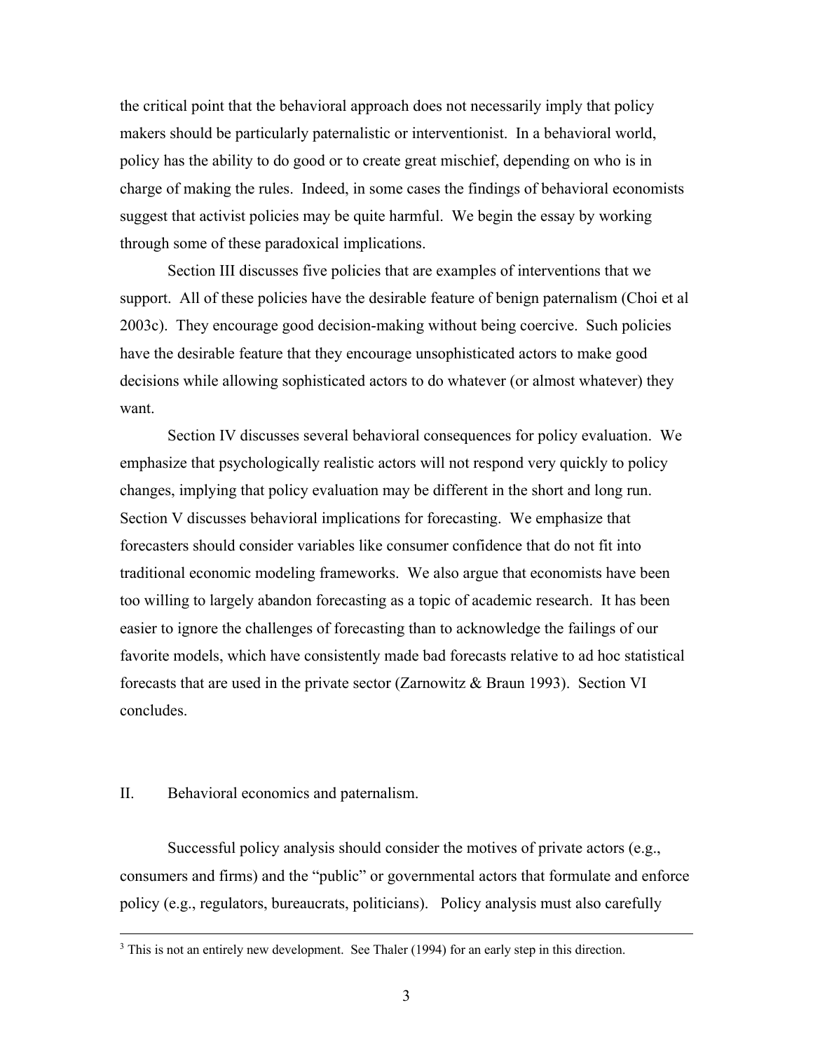the critical point that the behavioral approach does not necessarily imply that policy makers should be particularly paternalistic or interventionist. In a behavioral world, policy has the ability to do good or to create great mischief, depending on who is in charge of making the rules. Indeed, in some cases the findings of behavioral economists suggest that activist policies may be quite harmful. We begin the essay by working through some of these paradoxical implications.

Section III discusses five policies that are examples of interventions that we support. All of these policies have the desirable feature of benign paternalism (Choi et al 2003c). They encourage good decision-making without being coercive. Such policies have the desirable feature that they encourage unsophisticated actors to make good decisions while allowing sophisticated actors to do whatever (or almost whatever) they want.

Section IV discusses several behavioral consequences for policy evaluation. We emphasize that psychologically realistic actors will not respond very quickly to policy changes, implying that policy evaluation may be different in the short and long run. Section V discusses behavioral implications for forecasting. We emphasize that forecasters should consider variables like consumer confidence that do not fit into traditional economic modeling frameworks. We also argue that economists have been too willing to largely abandon forecasting as a topic of academic research. It has been easier to ignore the challenges of forecasting than to acknowledge the failings of our favorite models, which have consistently made bad forecasts relative to ad hoc statistical forecasts that are used in the private sector (Zarnowitz & Braun 1993). Section VI concludes.

## II. Behavioral economics and paternalism.

Successful policy analysis should consider the motives of private actors (e.g., consumers and firms) and the "public" or governmental actors that formulate and enforce policy (e.g., regulators, bureaucrats, politicians). Policy analysis must also carefully

[3] This is not an entirely new development. See Thaler (1994) for an early step in this direction.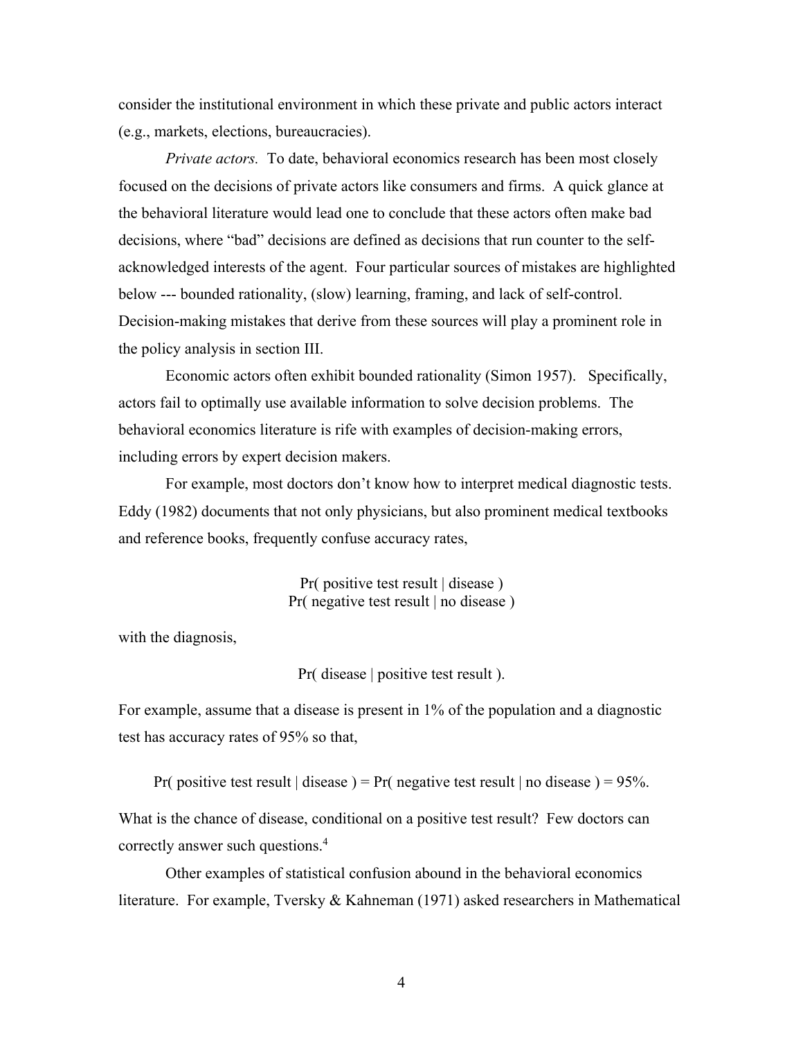consider the institutional environment in which these private and public actors interact (e.g., markets, elections, bureaucracies).

*Private actors.* To date, behavioral economics research has been most closely focused on the decisions of private actors like consumers and firms. A quick glance at the behavioral literature would lead one to conclude that these actors often make bad decisions, where "bad" decisions are defined as decisions that run counter to the self-acknowledged interests of the agent. Four particular sources of mistakes are highlighted below --- bounded rationality, (slow) learning, framing, and lack of self-control. Decision-making mistakes that derive from these sources will play a prominent role in the policy analysis in section III.

Economic actors often exhibit bounded rationality (Simon 1957). Specifically, actors fail to optimally use available information to solve decision problems. The behavioral economics literature is rife with examples of decision-making errors, including errors by expert decision makers.

For example, most doctors don't know how to interpret medical diagnostic tests. Eddy (1982) documents that not only physicians, but also prominent medical textbooks and reference books, frequently confuse accuracy rates,

$$\Pr(\text{ positive test result} \mid \text{disease })$$
$$\Pr(\text{ negative test result} \mid \text{no disease })$$

with the diagnosis,

$$\Pr(\text{ disease} \mid \text{positive test result }).$$

For example, assume that a disease is present in 1% of the population and a diagnostic test has accuracy rates of 95% so that,

$$\Pr(\text{ positive test result} \mid \text{disease }) = \Pr(\text{ negative test result} \mid \text{no disease }) = 95\%.$$

What is the chance of disease, conditional on a positive test result? Few doctors can correctly answer such questions.[4]

Other examples of statistical confusion abound in the behavioral economics literature. For example, Tversky & Kahneman (1971) asked researchers in Mathematical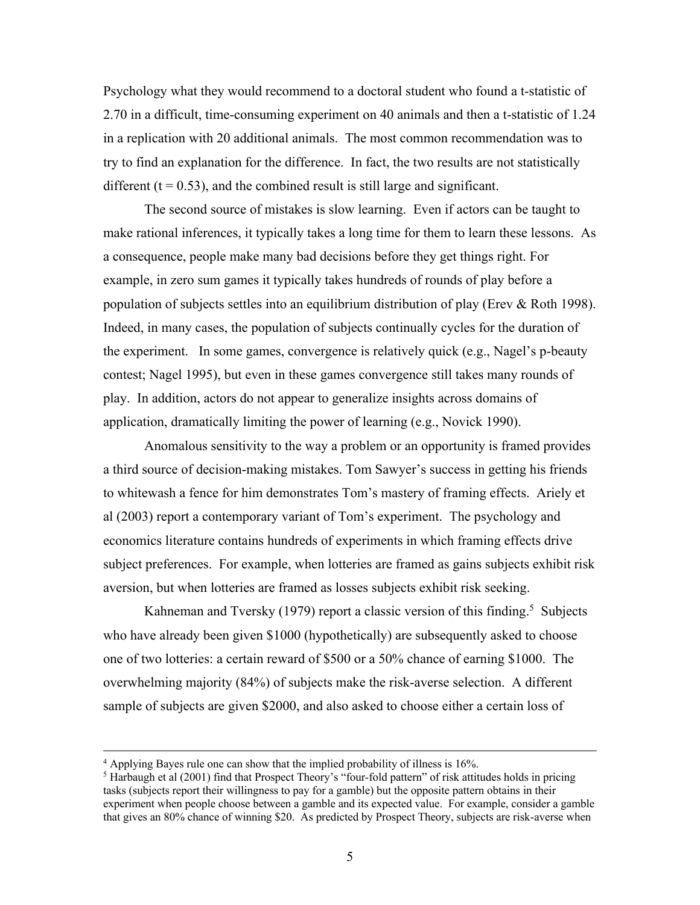Psychology what they would recommend to a doctoral student who found a t-statistic of 2.70 in a difficult, time-consuming experiment on 40 animals and then a t-statistic of 1.24 in a replication with 20 additional animals. The most common recommendation was to try to find an explanation for the difference. In fact, the two results are not statistically different ($t = 0.53$), and the combined result is still large and significant.

The second source of mistakes is slow learning. Even if actors can be taught to make rational inferences, it typically takes a long time for them to learn these lessons. As a consequence, people make many bad decisions before they get things right. For example, in zero sum games it typically takes hundreds of rounds of play before a population of subjects settles into an equilibrium distribution of play (Erev & Roth 1998). Indeed, in many cases, the population of subjects continually cycles for the duration of the experiment. In some games, convergence is relatively quick (e.g., Nagel's p-beauty contest; Nagel 1995), but even in these games convergence still takes many rounds of play. In addition, actors do not appear to generalize insights across domains of application, dramatically limiting the power of learning (e.g., Novick 1990).

Anomalous sensitivity to the way a problem or an opportunity is framed provides a third source of decision-making mistakes. Tom Sawyer's success in getting his friends to whitewash a fence for him demonstrates Tom's mastery of framing effects. Ariely et al (2003) report a contemporary variant of Tom's experiment. The psychology and economics literature contains hundreds of experiments in which framing effects drive subject preferences. For example, when lotteries are framed as gains subjects exhibit risk aversion, but when lotteries are framed as losses subjects exhibit risk seeking.

Kahneman and Tversky (1979) report a classic version of this finding.[5] Subjects who have already been given $1000 (hypothetically) are subsequently asked to choose one of two lotteries: a certain reward of $500 or a 50% chance of earning $1000. The overwhelming majority (84%) of subjects make the risk-averse selection. A different sample of subjects are given $2000, and also asked to choose either a certain loss of

---

[4] Applying Bayes rule one can show that the implied probability of illness is 16%.

[5] Harbaugh et al (2001) find that Prospect Theory's "four-fold pattern" of risk attitudes holds in pricing tasks (subjects report their willingness to pay for a gamble) but the opposite pattern obtains in their experiment when people choose between a gamble and its expected value. For example, consider a gamble that gives an 80% chance of winning $20. As predicted by Prospect Theory, subjects are risk-averse when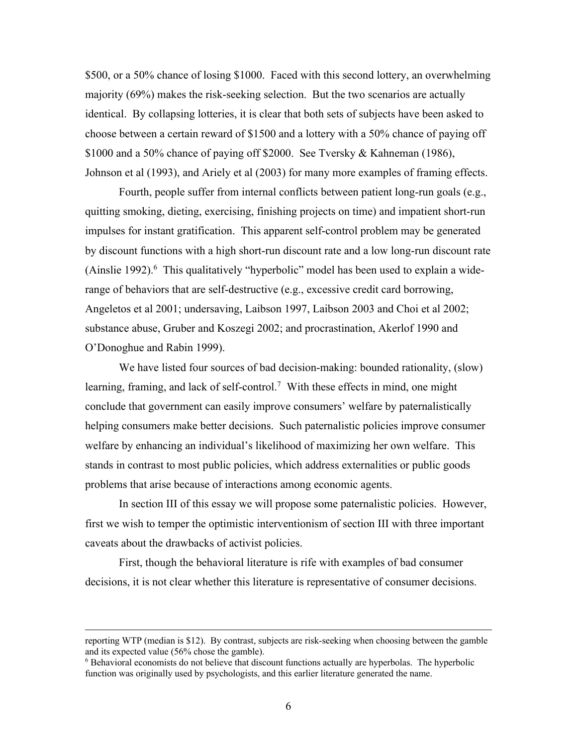$500, or a 50% chance of losing $1000. Faced with this second lottery, an overwhelming majority (69%) makes the risk-seeking selection. But the two scenarios are actually identical. By collapsing lotteries, it is clear that both sets of subjects have been asked to choose between a certain reward of $1500 and a lottery with a 50% chance of paying off $1000 and a 50% chance of paying off $2000. See Tversky & Kahneman (1986), Johnson et al (1993), and Ariely et al (2003) for many more examples of framing effects.

Fourth, people suffer from internal conflicts between patient long-run goals (e.g., quitting smoking, dieting, exercising, finishing projects on time) and impatient short-run impulses for instant gratification. This apparent self-control problem may be generated by discount functions with a high short-run discount rate and a low long-run discount rate (Ainslie 1992).[6] This qualitatively "hyperbolic" model has been used to explain a wide-range of behaviors that are self-destructive (e.g., excessive credit card borrowing, Angeletos et al 2001; undersaving, Laibson 1997, Laibson 2003 and Choi et al 2002; substance abuse, Gruber and Koszegi 2002; and procrastination, Akerlof 1990 and O'Donoghue and Rabin 1999).

We have listed four sources of bad decision-making: bounded rationality, (slow) learning, framing, and lack of self-control.[7] With these effects in mind, one might conclude that government can easily improve consumers' welfare by paternalistically helping consumers make better decisions. Such paternalistic policies improve consumer welfare by enhancing an individual's likelihood of maximizing her own welfare. This stands in contrast to most public policies, which address externalities or public goods problems that arise because of interactions among economic agents.

In section III of this essay we will propose some paternalistic policies. However, first we wish to temper the optimistic interventionism of section III with three important caveats about the drawbacks of activist policies.

First, though the behavioral literature is rife with examples of bad consumer decisions, it is not clear whether this literature is representative of consumer decisions.

---

reporting WTP (median is $12). By contrast, subjects are risk-seeking when choosing between the gamble and its expected value (56% chose the gamble).

[6] Behavioral economists do not believe that discount functions actually are hyperbolas. The hyperbolic function was originally used by psychologists, and this earlier literature generated the name.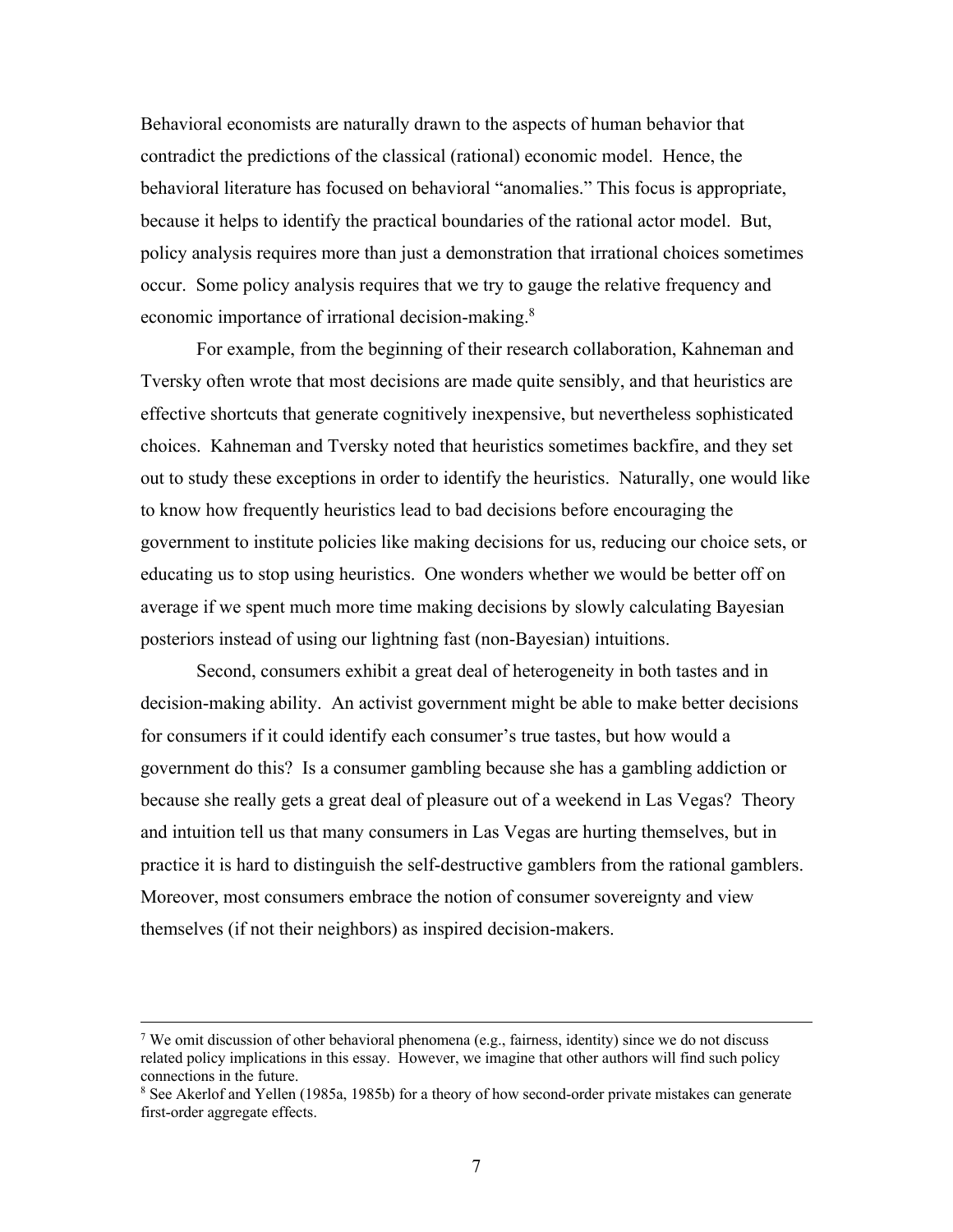Behavioral economists are naturally drawn to the aspects of human behavior that contradict the predictions of the classical (rational) economic model. Hence, the behavioral literature has focused on behavioral "anomalies." This focus is appropriate, because it helps to identify the practical boundaries of the rational actor model. But, policy analysis requires more than just a demonstration that irrational choices sometimes occur. Some policy analysis requires that we try to gauge the relative frequency and economic importance of irrational decision-making.[8]

For example, from the beginning of their research collaboration, Kahneman and Tversky often wrote that most decisions are made quite sensibly, and that heuristics are effective shortcuts that generate cognitively inexpensive, but nevertheless sophisticated choices. Kahneman and Tversky noted that heuristics sometimes backfire, and they set out to study these exceptions in order to identify the heuristics. Naturally, one would like to know how frequently heuristics lead to bad decisions before encouraging the government to institute policies like making decisions for us, reducing our choice sets, or educating us to stop using heuristics. One wonders whether we would be better off on average if we spent much more time making decisions by slowly calculating Bayesian posteriors instead of using our lightning fast (non-Bayesian) intuitions.

Second, consumers exhibit a great deal of heterogeneity in both tastes and in decision-making ability. An activist government might be able to make better decisions for consumers if it could identify each consumer's true tastes, but how would a government do this? Is a consumer gambling because she has a gambling addiction or because she really gets a great deal of pleasure out of a weekend in Las Vegas? Theory and intuition tell us that many consumers in Las Vegas are hurting themselves, but in practice it is hard to distinguish the self-destructive gamblers from the rational gamblers. Moreover, most consumers embrace the notion of consumer sovereignty and view themselves (if not their neighbors) as inspired decision-makers.

---

[7] We omit discussion of other behavioral phenomena (e.g., fairness, identity) since we do not discuss related policy implications in this essay. However, we imagine that other authors will find such policy connections in the future.

[8] See Akerlof and Yellen (1985a, 1985b) for a theory of how second-order private mistakes can generate first-order aggregate effects.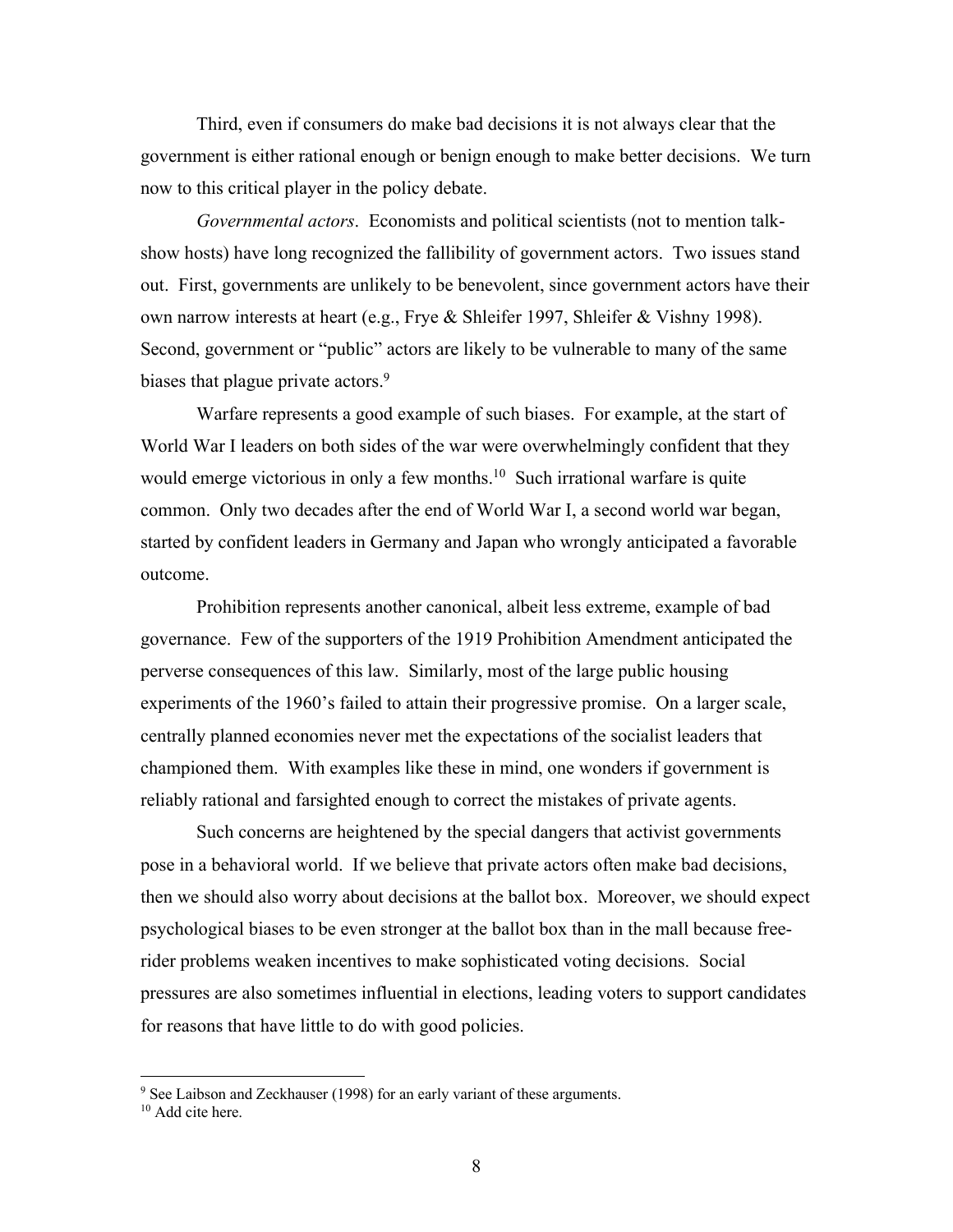Third, even if consumers do make bad decisions it is not always clear that the government is either rational enough or benign enough to make better decisions. We turn now to this critical player in the policy debate.

*Governmental actors*. Economists and political scientists (not to mention talk-show hosts) have long recognized the fallibility of government actors. Two issues stand out. First, governments are unlikely to be benevolent, since government actors have their own narrow interests at heart (e.g., Frye & Shleifer 1997, Shleifer & Vishny 1998). Second, government or "public" actors are likely to be vulnerable to many of the same biases that plague private actors.[9]

Warfare represents a good example of such biases. For example, at the start of World War I leaders on both sides of the war were overwhelmingly confident that they would emerge victorious in only a few months.[10] Such irrational warfare is quite common. Only two decades after the end of World War I, a second world war began, started by confident leaders in Germany and Japan who wrongly anticipated a favorable outcome.

Prohibition represents another canonical, albeit less extreme, example of bad governance. Few of the supporters of the 1919 Prohibition Amendment anticipated the perverse consequences of this law. Similarly, most of the large public housing experiments of the 1960's failed to attain their progressive promise. On a larger scale, centrally planned economies never met the expectations of the socialist leaders that championed them. With examples like these in mind, one wonders if government is reliably rational and farsighted enough to correct the mistakes of private agents.

Such concerns are heightened by the special dangers that activist governments pose in a behavioral world. If we believe that private actors often make bad decisions, then we should also worry about decisions at the ballot box. Moreover, we should expect psychological biases to be even stronger at the ballot box than in the mall because free-rider problems weaken incentives to make sophisticated voting decisions. Social pressures are also sometimes influential in elections, leading voters to support candidates for reasons that have little to do with good policies.

---

[9] See Laibson and Zeckhauser (1998) for an early variant of these arguments.

[10] Add cite here.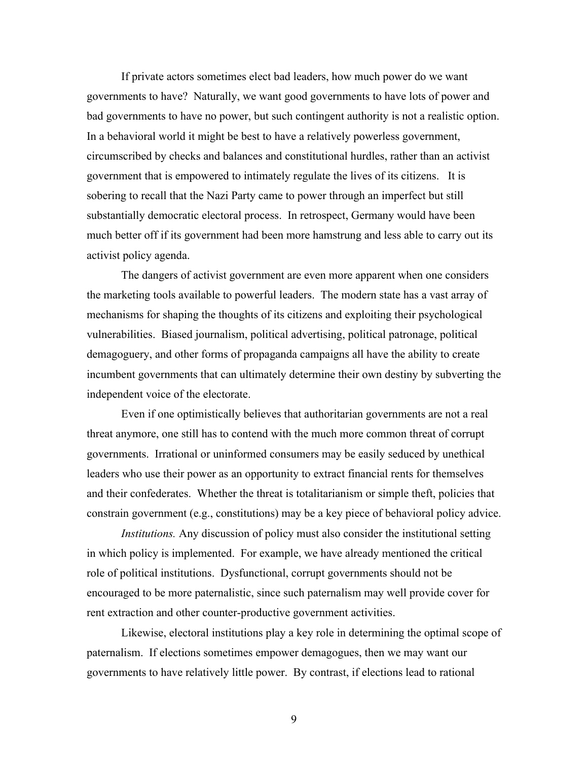If private actors sometimes elect bad leaders, how much power do we want governments to have? Naturally, we want good governments to have lots of power and bad governments to have no power, but such contingent authority is not a realistic option. In a behavioral world it might be best to have a relatively powerless government, circumscribed by checks and balances and constitutional hurdles, rather than an activist government that is empowered to intimately regulate the lives of its citizens. It is sobering to recall that the Nazi Party came to power through an imperfect but still substantially democratic electoral process. In retrospect, Germany would have been much better off if its government had been more hamstrung and less able to carry out its activist policy agenda.

The dangers of activist government are even more apparent when one considers the marketing tools available to powerful leaders. The modern state has a vast array of mechanisms for shaping the thoughts of its citizens and exploiting their psychological vulnerabilities. Biased journalism, political advertising, political patronage, political demagoguery, and other forms of propaganda campaigns all have the ability to create incumbent governments that can ultimately determine their own destiny by subverting the independent voice of the electorate.

Even if one optimistically believes that authoritarian governments are not a real threat anymore, one still has to contend with the much more common threat of corrupt governments. Irrational or uninformed consumers may be easily seduced by unethical leaders who use their power as an opportunity to extract financial rents for themselves and their confederates. Whether the threat is totalitarianism or simple theft, policies that constrain government (e.g., constitutions) may be a key piece of behavioral policy advice.

*Institutions.* Any discussion of policy must also consider the institutional setting in which policy is implemented. For example, we have already mentioned the critical role of political institutions. Dysfunctional, corrupt governments should not be encouraged to be more paternalistic, since such paternalism may well provide cover for rent extraction and other counter-productive government activities.

Likewise, electoral institutions play a key role in determining the optimal scope of paternalism. If elections sometimes empower demagogues, then we may want our governments to have relatively little power. By contrast, if elections lead to rational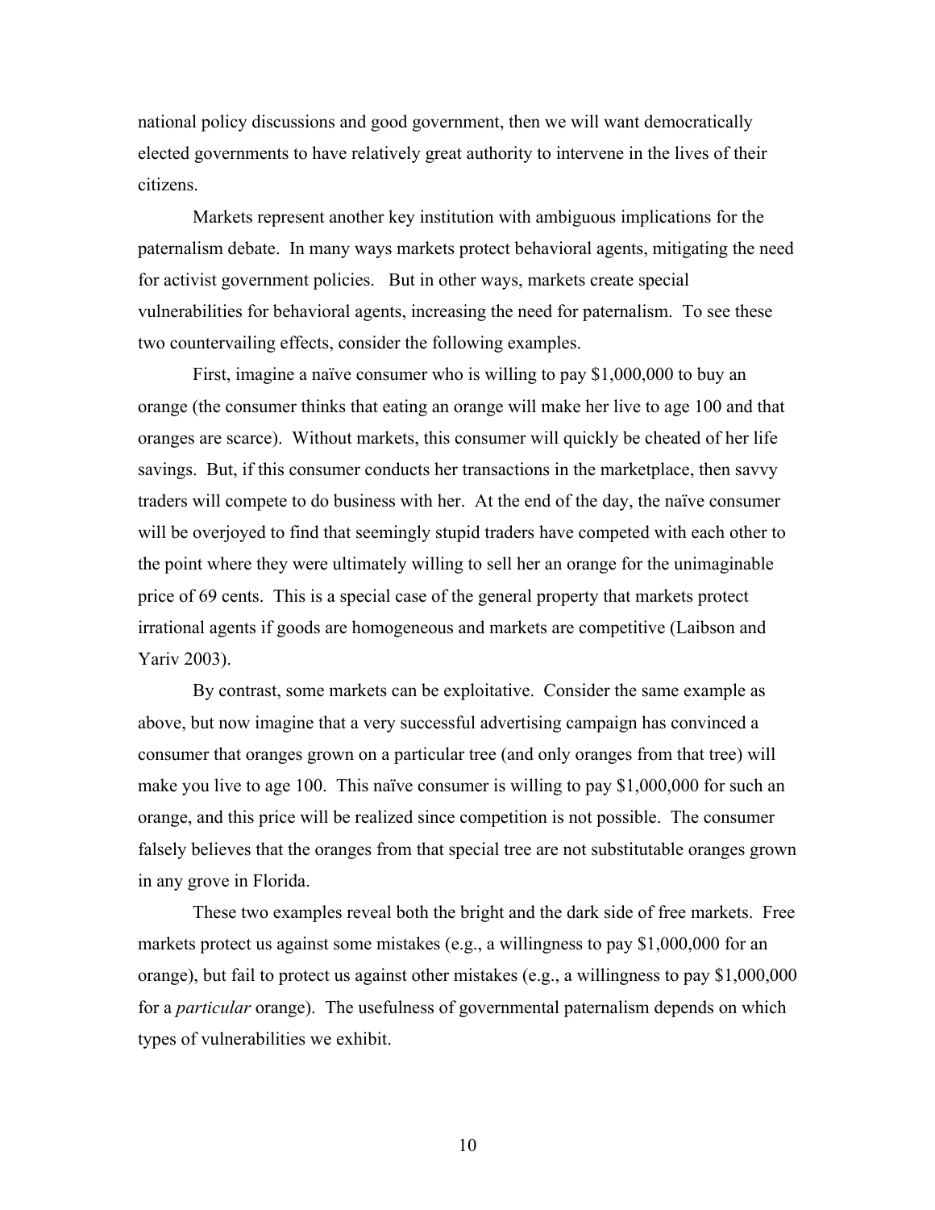national policy discussions and good government, then we will want democratically elected governments to have relatively great authority to intervene in the lives of their citizens.

Markets represent another key institution with ambiguous implications for the paternalism debate. In many ways markets protect behavioral agents, mitigating the need for activist government policies. But in other ways, markets create special vulnerabilities for behavioral agents, increasing the need for paternalism. To see these two countervailing effects, consider the following examples.

First, imagine a naïve consumer who is willing to pay $1,000,000 to buy an orange (the consumer thinks that eating an orange will make her live to age 100 and that oranges are scarce). Without markets, this consumer will quickly be cheated of her life savings. But, if this consumer conducts her transactions in the marketplace, then savvy traders will compete to do business with her. At the end of the day, the naïve consumer will be overjoyed to find that seemingly stupid traders have competed with each other to the point where they were ultimately willing to sell her an orange for the unimaginable price of 69 cents. This is a special case of the general property that markets protect irrational agents if goods are homogeneous and markets are competitive (Laibson and Yariv 2003).

By contrast, some markets can be exploitative. Consider the same example as above, but now imagine that a very successful advertising campaign has convinced a consumer that oranges grown on a particular tree (and only oranges from that tree) will make you live to age 100. This naïve consumer is willing to pay $1,000,000 for such an orange, and this price will be realized since competition is not possible. The consumer falsely believes that the oranges from that special tree are not substitutable oranges grown in any grove in Florida.

These two examples reveal both the bright and the dark side of free markets. Free markets protect us against some mistakes (e.g., a willingness to pay $1,000,000 for an orange), but fail to protect us against other mistakes (e.g., a willingness to pay $1,000,000 for a *particular* orange). The usefulness of governmental paternalism depends on which types of vulnerabilities we exhibit.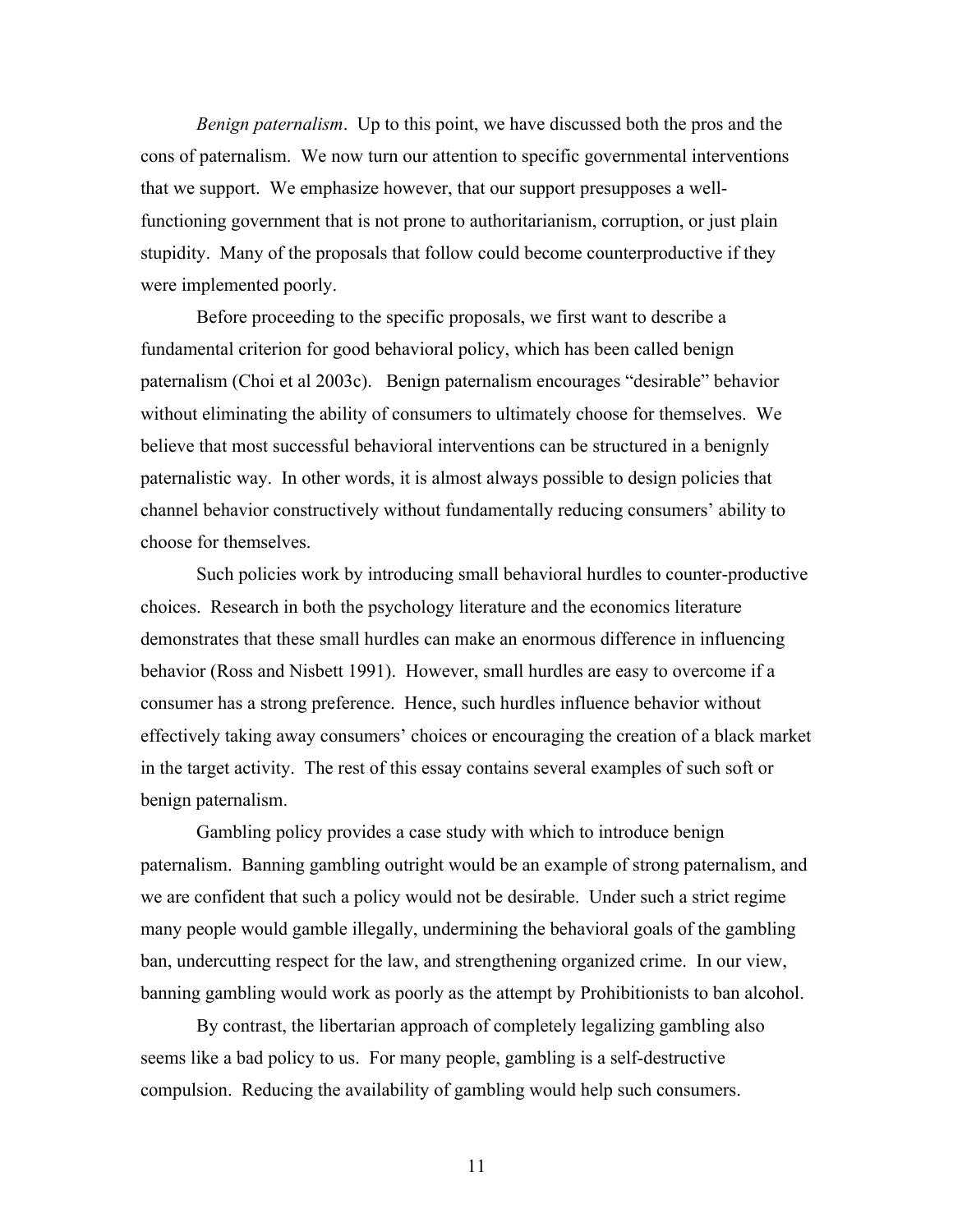*Benign paternalism*. Up to this point, we have discussed both the pros and the cons of paternalism. We now turn our attention to specific governmental interventions that we support. We emphasize however, that our support presupposes a well-functioning government that is not prone to authoritarianism, corruption, or just plain stupidity. Many of the proposals that follow could become counterproductive if they were implemented poorly.

Before proceeding to the specific proposals, we first want to describe a fundamental criterion for good behavioral policy, which has been called benign paternalism (Choi et al 2003c). Benign paternalism encourages "desirable" behavior without eliminating the ability of consumers to ultimately choose for themselves. We believe that most successful behavioral interventions can be structured in a benignly paternalistic way. In other words, it is almost always possible to design policies that channel behavior constructively without fundamentally reducing consumers' ability to choose for themselves.

Such policies work by introducing small behavioral hurdles to counter-productive choices. Research in both the psychology literature and the economics literature demonstrates that these small hurdles can make an enormous difference in influencing behavior (Ross and Nisbett 1991). However, small hurdles are easy to overcome if a consumer has a strong preference. Hence, such hurdles influence behavior without effectively taking away consumers' choices or encouraging the creation of a black market in the target activity. The rest of this essay contains several examples of such soft or benign paternalism.

Gambling policy provides a case study with which to introduce benign paternalism. Banning gambling outright would be an example of strong paternalism, and we are confident that such a policy would not be desirable. Under such a strict regime many people would gamble illegally, undermining the behavioral goals of the gambling ban, undercutting respect for the law, and strengthening organized crime. In our view, banning gambling would work as poorly as the attempt by Prohibitionists to ban alcohol.

By contrast, the libertarian approach of completely legalizing gambling also seems like a bad policy to us. For many people, gambling is a self-destructive compulsion. Reducing the availability of gambling would help such consumers.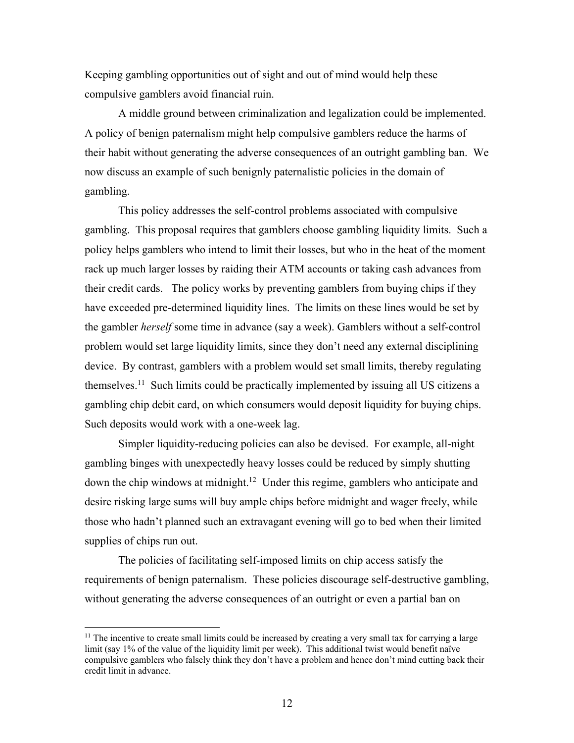Keeping gambling opportunities out of sight and out of mind would help these compulsive gamblers avoid financial ruin.

A middle ground between criminalization and legalization could be implemented. A policy of benign paternalism might help compulsive gamblers reduce the harms of their habit without generating the adverse consequences of an outright gambling ban. We now discuss an example of such benignly paternalistic policies in the domain of gambling.

This policy addresses the self-control problems associated with compulsive gambling. This proposal requires that gamblers choose gambling liquidity limits. Such a policy helps gamblers who intend to limit their losses, but who in the heat of the moment rack up much larger losses by raiding their ATM accounts or taking cash advances from their credit cards. The policy works by preventing gamblers from buying chips if they have exceeded pre-determined liquidity lines. The limits on these lines would be set by the gambler *herself* some time in advance (say a week). Gamblers without a self-control problem would set large liquidity limits, since they don't need any external disciplining device. By contrast, gamblers with a problem would set small limits, thereby regulating themselves.[11] Such limits could be practically implemented by issuing all US citizens a gambling chip debit card, on which consumers would deposit liquidity for buying chips. Such deposits would work with a one-week lag.

Simpler liquidity-reducing policies can also be devised. For example, all-night gambling binges with unexpectedly heavy losses could be reduced by simply shutting down the chip windows at midnight.[12] Under this regime, gamblers who anticipate and desire risking large sums will buy ample chips before midnight and wager freely, while those who hadn't planned such an extravagant evening will go to bed when their limited supplies of chips run out.

The policies of facilitating self-imposed limits on chip access satisfy the requirements of benign paternalism. These policies discourage self-destructive gambling, without generating the adverse consequences of an outright or even a partial ban on

[11] The incentive to create small limits could be increased by creating a very small tax for carrying a large limit (say 1% of the value of the liquidity limit per week). This additional twist would benefit naïve compulsive gamblers who falsely think they don't have a problem and hence don't mind cutting back their credit limit in advance.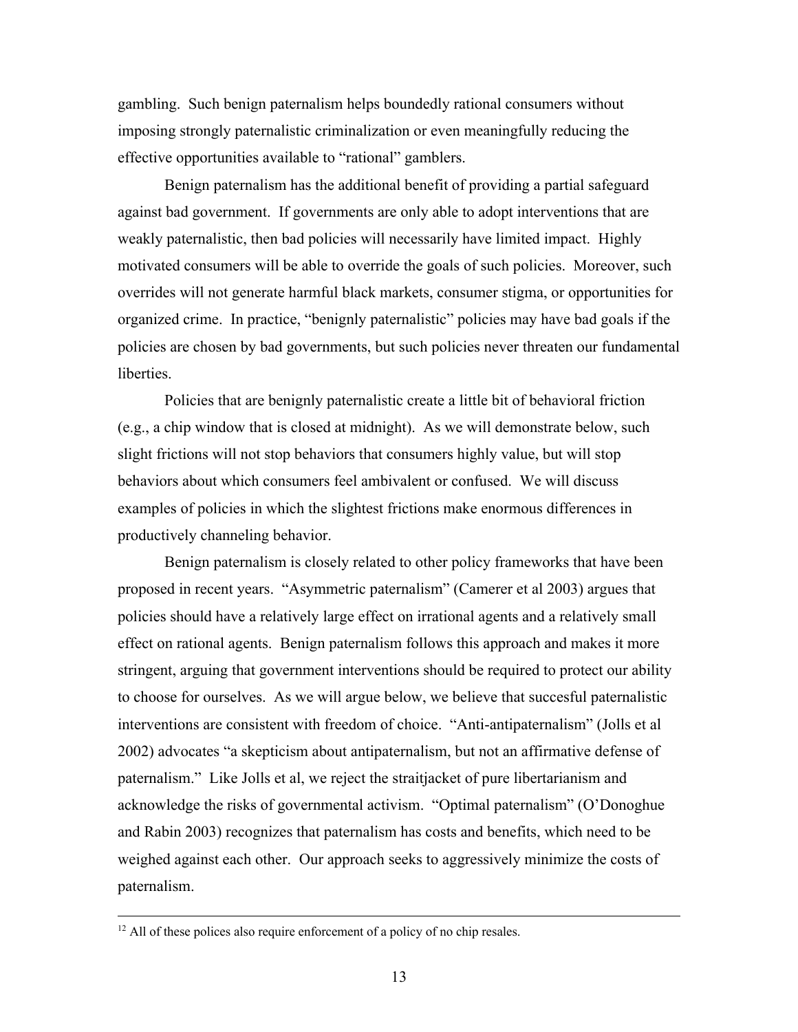gambling. Such benign paternalism helps boundedly rational consumers without imposing strongly paternalistic criminalization or even meaningfully reducing the effective opportunities available to "rational" gamblers.

Benign paternalism has the additional benefit of providing a partial safeguard against bad government. If governments are only able to adopt interventions that are weakly paternalistic, then bad policies will necessarily have limited impact. Highly motivated consumers will be able to override the goals of such policies. Moreover, such overrides will not generate harmful black markets, consumer stigma, or opportunities for organized crime. In practice, "benignly paternalistic" policies may have bad goals if the policies are chosen by bad governments, but such policies never threaten our fundamental liberties.

Policies that are benignly paternalistic create a little bit of behavioral friction (e.g., a chip window that is closed at midnight). As we will demonstrate below, such slight frictions will not stop behaviors that consumers highly value, but will stop behaviors about which consumers feel ambivalent or confused. We will discuss examples of policies in which the slightest frictions make enormous differences in productively channeling behavior.

Benign paternalism is closely related to other policy frameworks that have been proposed in recent years. "Asymmetric paternalism" (Camerer et al 2003) argues that policies should have a relatively large effect on irrational agents and a relatively small effect on rational agents. Benign paternalism follows this approach and makes it more stringent, arguing that government interventions should be required to protect our ability to choose for ourselves. As we will argue below, we believe that succesful paternalistic interventions are consistent with freedom of choice. "Anti-antipaternalism" (Jolls et al 2002) advocates "a skepticism about antipaternalism, but not an affirmative defense of paternalism." Like Jolls et al, we reject the straitjacket of pure libertarianism and acknowledge the risks of governmental activism. "Optimal paternalism" (O'Donoghue and Rabin 2003) recognizes that paternalism has costs and benefits, which need to be weighed against each other. Our approach seeks to aggressively minimize the costs of paternalism.

---

[12] All of these polices also require enforcement of a policy of no chip resales.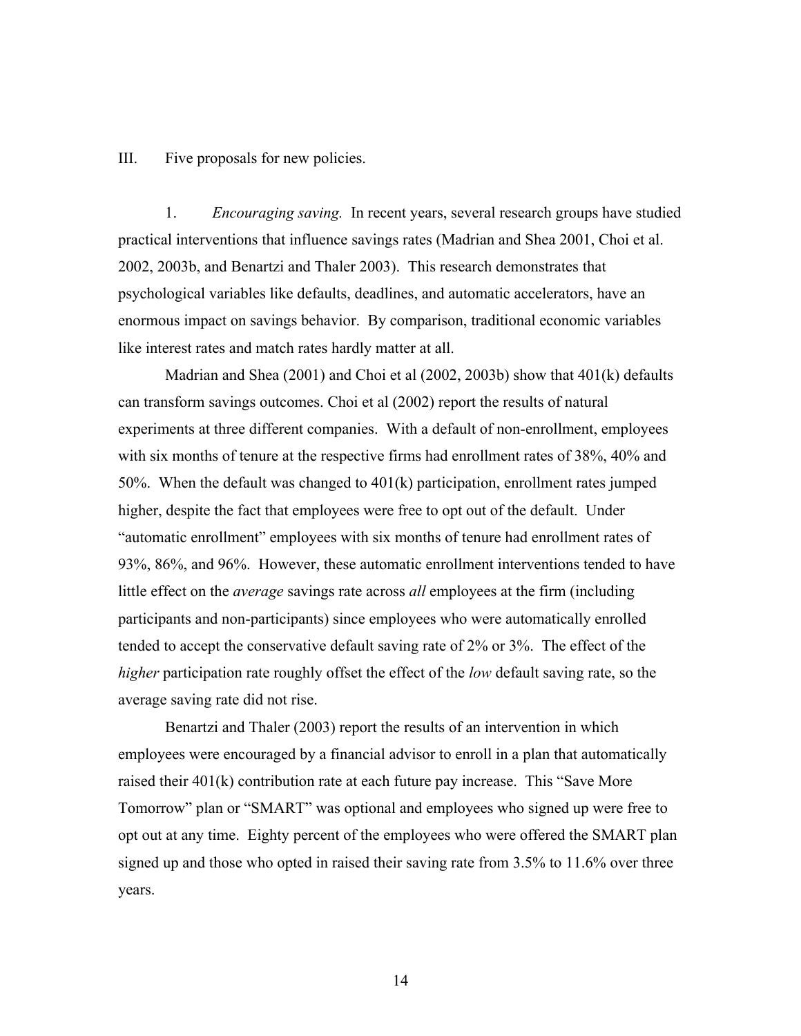## III. Five proposals for new policies.

1. *Encouraging saving.* In recent years, several research groups have studied practical interventions that influence savings rates (Madrian and Shea 2001, Choi et al. 2002, 2003b, and Benartzi and Thaler 2003). This research demonstrates that psychological variables like defaults, deadlines, and automatic accelerators, have an enormous impact on savings behavior. By comparison, traditional economic variables like interest rates and match rates hardly matter at all.

Madrian and Shea (2001) and Choi et al (2002, 2003b) show that 401(k) defaults can transform savings outcomes. Choi et al (2002) report the results of natural experiments at three different companies. With a default of non-enrollment, employees with six months of tenure at the respective firms had enrollment rates of 38%, 40% and 50%. When the default was changed to 401(k) participation, enrollment rates jumped higher, despite the fact that employees were free to opt out of the default. Under "automatic enrollment" employees with six months of tenure had enrollment rates of 93%, 86%, and 96%. However, these automatic enrollment interventions tended to have little effect on the *average* savings rate across *all* employees at the firm (including participants and non-participants) since employees who were automatically enrolled tended to accept the conservative default saving rate of 2% or 3%. The effect of the *higher* participation rate roughly offset the effect of the *low* default saving rate, so the average saving rate did not rise.

Benartzi and Thaler (2003) report the results of an intervention in which employees were encouraged by a financial advisor to enroll in a plan that automatically raised their 401(k) contribution rate at each future pay increase. This "Save More Tomorrow" plan or "SMART" was optional and employees who signed up were free to opt out at any time. Eighty percent of the employees who were offered the SMART plan signed up and those who opted in raised their saving rate from 3.5% to 11.6% over three years.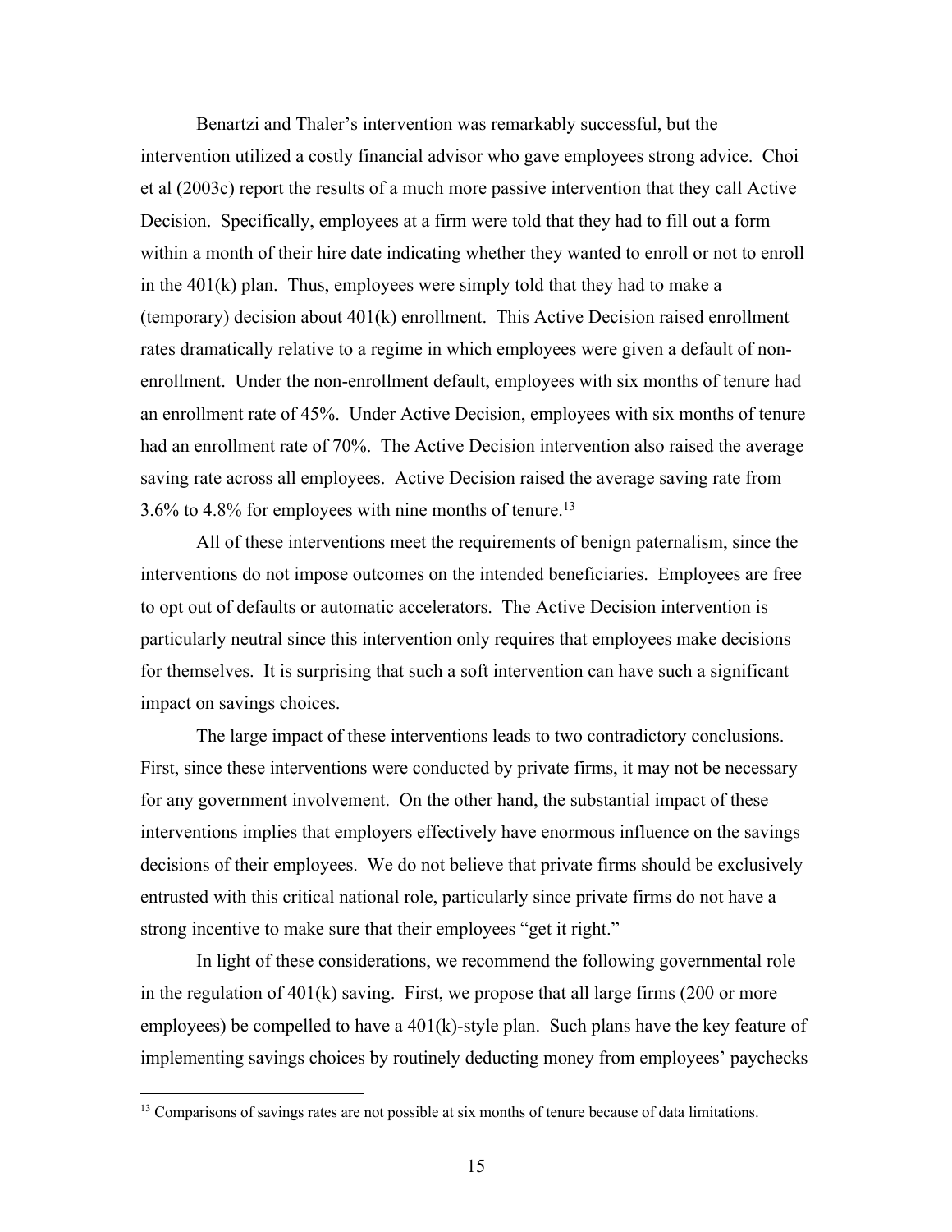Benartzi and Thaler's intervention was remarkably successful, but the intervention utilized a costly financial advisor who gave employees strong advice. Choi et al (2003c) report the results of a much more passive intervention that they call Active Decision. Specifically, employees at a firm were told that they had to fill out a form within a month of their hire date indicating whether they wanted to enroll or not to enroll in the 401(k) plan. Thus, employees were simply told that they had to make a (temporary) decision about 401(k) enrollment. This Active Decision raised enrollment rates dramatically relative to a regime in which employees were given a default of non-enrollment. Under the non-enrollment default, employees with six months of tenure had an enrollment rate of 45%. Under Active Decision, employees with six months of tenure had an enrollment rate of 70%. The Active Decision intervention also raised the average saving rate across all employees. Active Decision raised the average saving rate from 3.6% to 4.8% for employees with nine months of tenure.[13]

All of these interventions meet the requirements of benign paternalism, since the interventions do not impose outcomes on the intended beneficiaries. Employees are free to opt out of defaults or automatic accelerators. The Active Decision intervention is particularly neutral since this intervention only requires that employees make decisions for themselves. It is surprising that such a soft intervention can have such a significant impact on savings choices.

The large impact of these interventions leads to two contradictory conclusions. First, since these interventions were conducted by private firms, it may not be necessary for any government involvement. On the other hand, the substantial impact of these interventions implies that employers effectively have enormous influence on the savings decisions of their employees. We do not believe that private firms should be exclusively entrusted with this critical national role, particularly since private firms do not have a strong incentive to make sure that their employees "get it right."

In light of these considerations, we recommend the following governmental role in the regulation of 401(k) saving. First, we propose that all large firms (200 or more employees) be compelled to have a 401(k)-style plan. Such plans have the key feature of implementing savings choices by routinely deducting money from employees' paychecks

---

[13] Comparisons of savings rates are not possible at six months of tenure because of data limitations.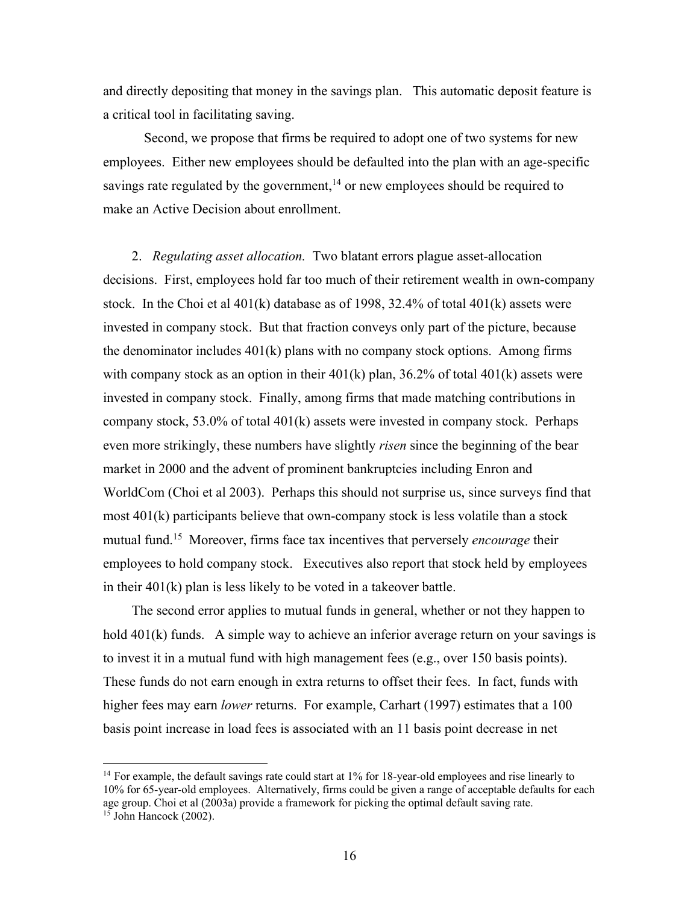and directly depositing that money in the savings plan. This automatic deposit feature is a critical tool in facilitating saving.

Second, we propose that firms be required to adopt one of two systems for new employees. Either new employees should be defaulted into the plan with an age-specific savings rate regulated by the government,[14] or new employees should be required to make an Active Decision about enrollment.

2. *Regulating asset allocation.* Two blatant errors plague asset-allocation decisions. First, employees hold far too much of their retirement wealth in own-company stock. In the Choi et al 401(k) database as of 1998, 32.4% of total 401(k) assets were invested in company stock. But that fraction conveys only part of the picture, because the denominator includes 401(k) plans with no company stock options. Among firms with company stock as an option in their 401(k) plan, 36.2% of total 401(k) assets were invested in company stock. Finally, among firms that made matching contributions in company stock, 53.0% of total 401(k) assets were invested in company stock. Perhaps even more strikingly, these numbers have slightly *risen* since the beginning of the bear market in 2000 and the advent of prominent bankruptcies including Enron and WorldCom (Choi et al 2003). Perhaps this should not surprise us, since surveys find that most 401(k) participants believe that own-company stock is less volatile than a stock mutual fund.[15] Moreover, firms face tax incentives that perversely *encourage* their employees to hold company stock. Executives also report that stock held by employees in their 401(k) plan is less likely to be voted in a takeover battle.

The second error applies to mutual funds in general, whether or not they happen to hold 401(k) funds. A simple way to achieve an inferior average return on your savings is to invest it in a mutual fund with high management fees (e.g., over 150 basis points). These funds do not earn enough in extra returns to offset their fees. In fact, funds with higher fees may earn *lower* returns. For example, Carhart (1997) estimates that a 100 basis point increase in load fees is associated with an 11 basis point decrease in net

---

[14] For example, the default savings rate could start at 1% for 18-year-old employees and rise linearly to 10% for 65-year-old employees. Alternatively, firms could be given a range of acceptable defaults for each age group. Choi et al (2003a) provide a framework for picking the optimal default saving rate.

[15] John Hancock (2002).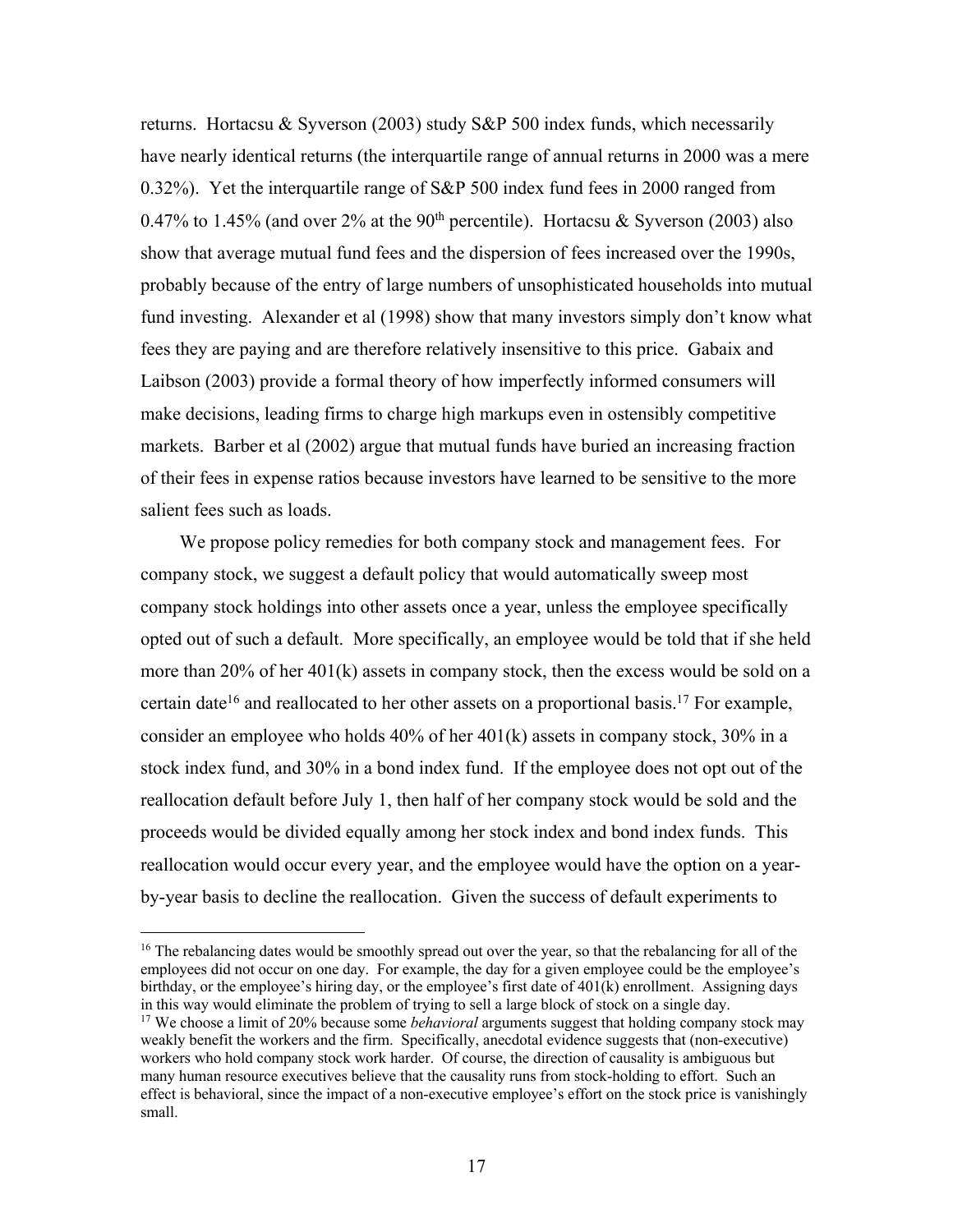returns. Hortacsu & Syverson (2003) study S&P 500 index funds, which necessarily have nearly identical returns (the interquartile range of annual returns in 2000 was a mere 0.32%). Yet the interquartile range of S&P 500 index fund fees in 2000 ranged from 0.47% to 1.45% (and over 2% at the 90th percentile). Hortacsu & Syverson (2003) also show that average mutual fund fees and the dispersion of fees increased over the 1990s, probably because of the entry of large numbers of unsophisticated households into mutual fund investing. Alexander et al (1998) show that many investors simply don't know what fees they are paying and are therefore relatively insensitive to this price. Gabaix and Laibson (2003) provide a formal theory of how imperfectly informed consumers will make decisions, leading firms to charge high markups even in ostensibly competitive markets. Barber et al (2002) argue that mutual funds have buried an increasing fraction of their fees in expense ratios because investors have learned to be sensitive to the more salient fees such as loads.

We propose policy remedies for both company stock and management fees. For company stock, we suggest a default policy that would automatically sweep most company stock holdings into other assets once a year, unless the employee specifically opted out of such a default. More specifically, an employee would be told that if she held more than 20% of her 401(k) assets in company stock, then the excess would be sold on a certain date[16] and reallocated to her other assets on a proportional basis.[17] For example, consider an employee who holds 40% of her 401(k) assets in company stock, 30% in a stock index fund, and 30% in a bond index fund. If the employee does not opt out of the reallocation default before July 1, then half of her company stock would be sold and the proceeds would be divided equally among her stock index and bond index funds. This reallocation would occur every year, and the employee would have the option on a year-by-year basis to decline the reallocation. Given the success of default experiments to

[16] The rebalancing dates would be smoothly spread out over the year, so that the rebalancing for all of the employees did not occur on one day. For example, the day for a given employee could be the employee's birthday, or the employee's hiring day, or the employee's first date of 401(k) enrollment. Assigning days in this way would eliminate the problem of trying to sell a large block of stock on a single day.

[17] We choose a limit of 20% because some *behavioral* arguments suggest that holding company stock may weakly benefit the workers and the firm. Specifically, anecdotal evidence suggests that (non-executive) workers who hold company stock work harder. Of course, the direction of causality is ambiguous but many human resource executives believe that the causality runs from stock-holding to effort. Such an effect is behavioral, since the impact of a non-executive employee's effort on the stock price is vanishingly small.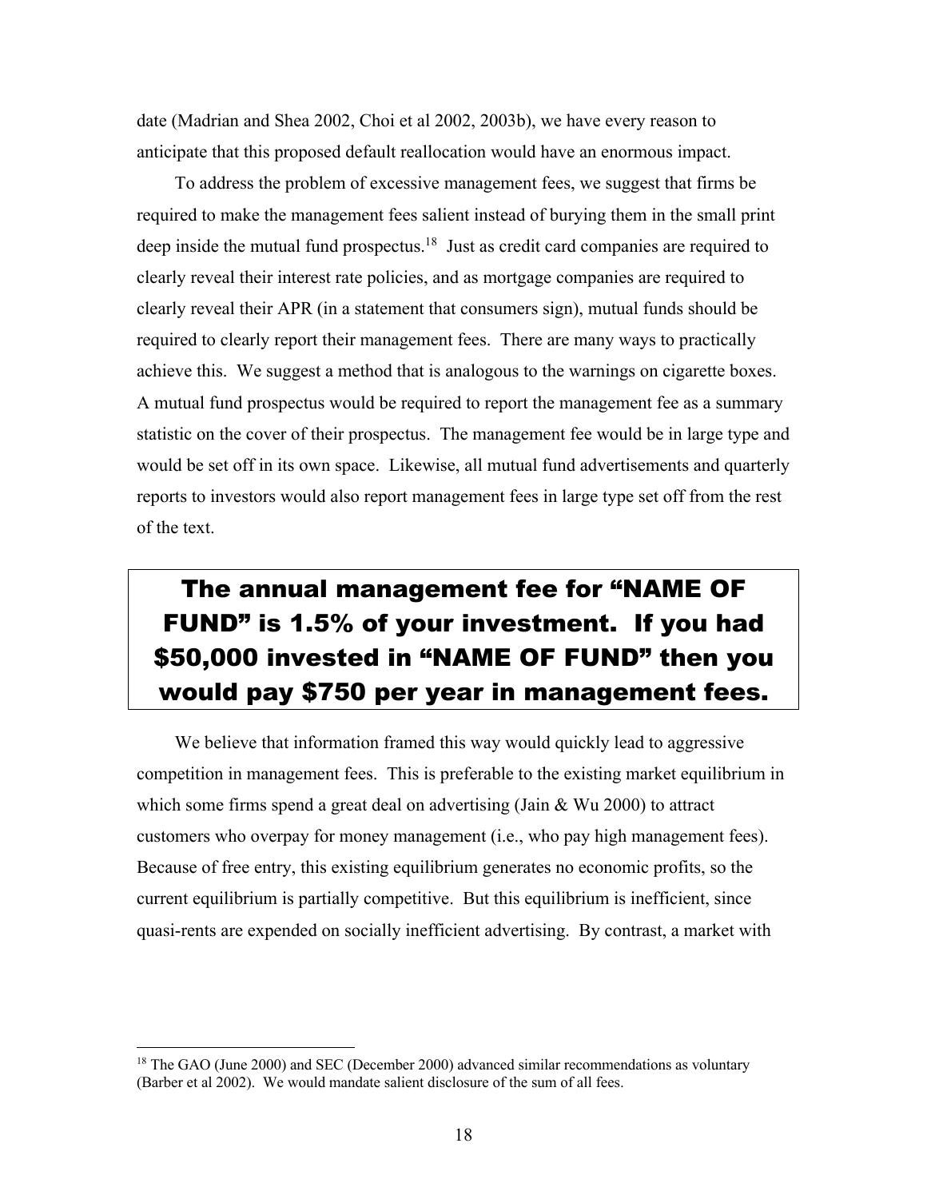date (Madrian and Shea 2002, Choi et al 2002, 2003b), we have every reason to anticipate that this proposed default reallocation would have an enormous impact.

To address the problem of excessive management fees, we suggest that firms be required to make the management fees salient instead of burying them in the small print deep inside the mutual fund prospectus.[18] Just as credit card companies are required to clearly reveal their interest rate policies, and as mortgage companies are required to clearly reveal their APR (in a statement that consumers sign), mutual funds should be required to clearly report their management fees. There are many ways to practically achieve this. We suggest a method that is analogous to the warnings on cigarette boxes. A mutual fund prospectus would be required to report the management fee as a summary statistic on the cover of their prospectus. The management fee would be in large type and would be set off in its own space. Likewise, all mutual fund advertisements and quarterly reports to investors would also report management fees in large type set off from the rest of the text.

> **The annual management fee for "NAME OF FUND" is 1.5% of your investment. If you had $50,000 invested in "NAME OF FUND" then you would pay $750 per year in management fees.**

We believe that information framed this way would quickly lead to aggressive competition in management fees. This is preferable to the existing market equilibrium in which some firms spend a great deal on advertising (Jain & Wu 2000) to attract customers who overpay for money management (i.e., who pay high management fees). Because of free entry, this existing equilibrium generates no economic profits, so the current equilibrium is partially competitive. But this equilibrium is inefficient, since quasi-rents are expended on socially inefficient advertising. By contrast, a market with

[18] The GAO (June 2000) and SEC (December 2000) advanced similar recommendations as voluntary (Barber et al 2002). We would mandate salient disclosure of the sum of all fees.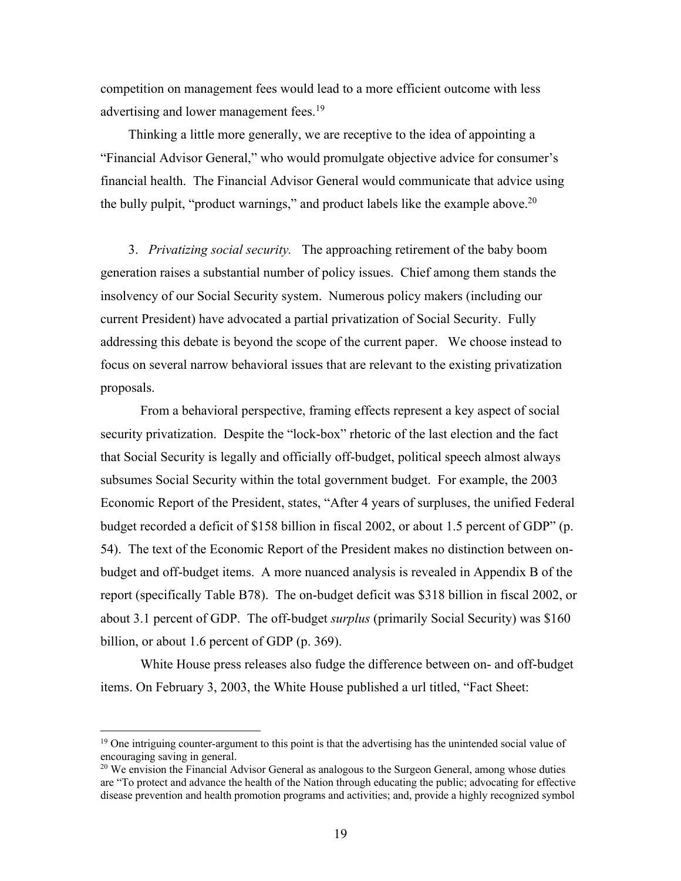competition on management fees would lead to a more efficient outcome with less advertising and lower management fees.[19]

Thinking a little more generally, we are receptive to the idea of appointing a "Financial Advisor General," who would promulgate objective advice for consumer's financial health. The Financial Advisor General would communicate that advice using the bully pulpit, "product warnings," and product labels like the example above.[20]

3. *Privatizing social security.* The approaching retirement of the baby boom generation raises a substantial number of policy issues. Chief among them stands the insolvency of our Social Security system. Numerous policy makers (including our current President) have advocated a partial privatization of Social Security. Fully addressing this debate is beyond the scope of the current paper. We choose instead to focus on several narrow behavioral issues that are relevant to the existing privatization proposals.

From a behavioral perspective, framing effects represent a key aspect of social security privatization. Despite the "lock-box" rhetoric of the last election and the fact that Social Security is legally and officially off-budget, political speech almost always subsumes Social Security within the total government budget. For example, the 2003 Economic Report of the President, states, "After 4 years of surpluses, the unified Federal budget recorded a deficit of $158 billion in fiscal 2002, or about 1.5 percent of GDP" (p. 54). The text of the Economic Report of the President makes no distinction between on-budget and off-budget items. A more nuanced analysis is revealed in Appendix B of the report (specifically Table B78). The on-budget deficit was $318 billion in fiscal 2002, or about 3.1 percent of GDP. The off-budget *surplus* (primarily Social Security) was $160 billion, or about 1.6 percent of GDP (p. 369).

White House press releases also fudge the difference between on- and off-budget items. On February 3, 2003, the White House published a url titled, "Fact Sheet:

---

[19] One intriguing counter-argument to this point is that the advertising has the unintended social value of encouraging saving in general.

[20] We envision the Financial Advisor General as analogous to the Surgeon General, among whose duties are "To protect and advance the health of the Nation through educating the public; advocating for effective disease prevention and health promotion programs and activities; and, provide a highly recognized symbol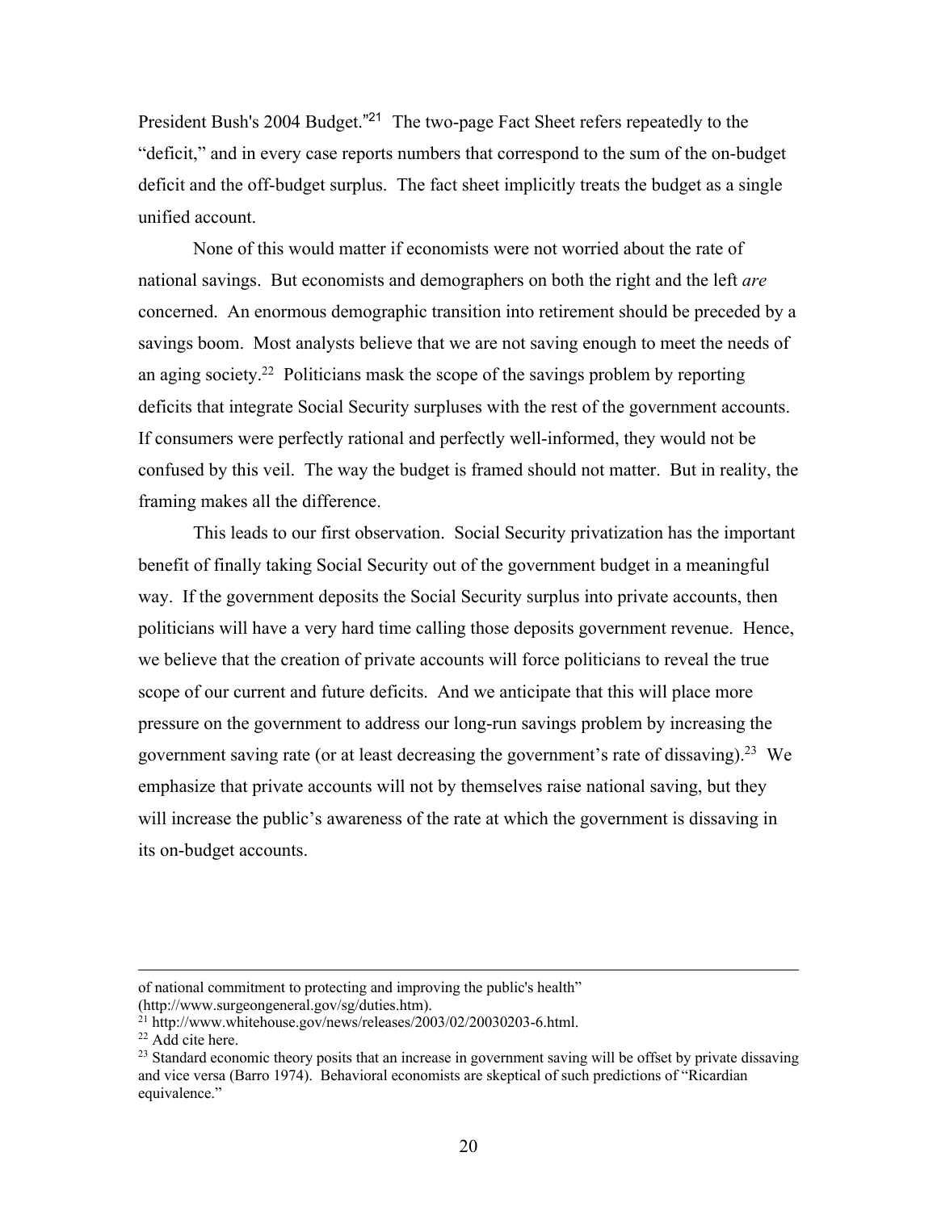President Bush's 2004 Budget."[21] The two-page Fact Sheet refers repeatedly to the "deficit," and in every case reports numbers that correspond to the sum of the on-budget deficit and the off-budget surplus. The fact sheet implicitly treats the budget as a single unified account.

None of this would matter if economists were not worried about the rate of national savings. But economists and demographers on both the right and the left *are* concerned. An enormous demographic transition into retirement should be preceded by a savings boom. Most analysts believe that we are not saving enough to meet the needs of an aging society.[22] Politicians mask the scope of the savings problem by reporting deficits that integrate Social Security surpluses with the rest of the government accounts. If consumers were perfectly rational and perfectly well-informed, they would not be confused by this veil. The way the budget is framed should not matter. But in reality, the framing makes all the difference.

This leads to our first observation. Social Security privatization has the important benefit of finally taking Social Security out of the government budget in a meaningful way. If the government deposits the Social Security surplus into private accounts, then politicians will have a very hard time calling those deposits government revenue. Hence, we believe that the creation of private accounts will force politicians to reveal the true scope of our current and future deficits. And we anticipate that this will place more pressure on the government to address our long-run savings problem by increasing the government saving rate (or at least decreasing the government's rate of dissaving).[23] We emphasize that private accounts will not by themselves raise national saving, but they will increase the public's awareness of the rate at which the government is dissaving in its on-budget accounts.

---

of national commitment to protecting and improving the public's health" (http://www.surgeongeneral.gov/sg/duties.htm).

[21] http://www.whitehouse.gov/news/releases/2003/02/20030203-6.html.

[22] Add cite here.

[23] Standard economic theory posits that an increase in government saving will be offset by private dissaving and vice versa (Barro 1974). Behavioral economists are skeptical of such predictions of "Ricardian equivalence."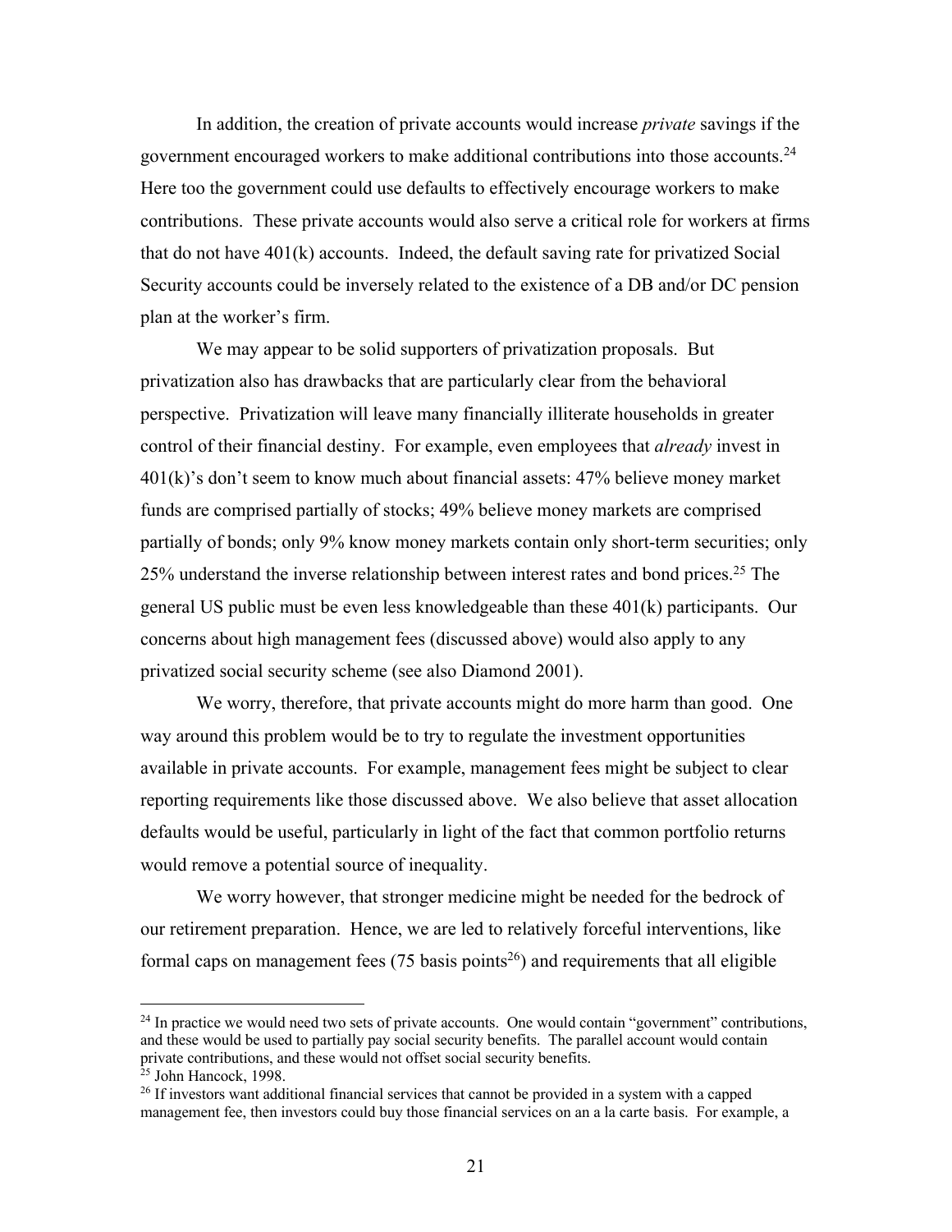In addition, the creation of private accounts would increase *private* savings if the government encouraged workers to make additional contributions into those accounts.[24] Here too the government could use defaults to effectively encourage workers to make contributions. These private accounts would also serve a critical role for workers at firms that do not have 401(k) accounts. Indeed, the default saving rate for privatized Social Security accounts could be inversely related to the existence of a DB and/or DC pension plan at the worker's firm.

We may appear to be solid supporters of privatization proposals. But privatization also has drawbacks that are particularly clear from the behavioral perspective. Privatization will leave many financially illiterate households in greater control of their financial destiny. For example, even employees that *already* invest in 401(k)'s don't seem to know much about financial assets: 47% believe money market funds are comprised partially of stocks; 49% believe money markets are comprised partially of bonds; only 9% know money markets contain only short-term securities; only 25% understand the inverse relationship between interest rates and bond prices.[25] The general US public must be even less knowledgeable than these 401(k) participants. Our concerns about high management fees (discussed above) would also apply to any privatized social security scheme (see also Diamond 2001).

We worry, therefore, that private accounts might do more harm than good. One way around this problem would be to try to regulate the investment opportunities available in private accounts. For example, management fees might be subject to clear reporting requirements like those discussed above. We also believe that asset allocation defaults would be useful, particularly in light of the fact that common portfolio returns would remove a potential source of inequality.

We worry however, that stronger medicine might be needed for the bedrock of our retirement preparation. Hence, we are led to relatively forceful interventions, like formal caps on management fees (75 basis points[26]) and requirements that all eligible

[24] In practice we would need two sets of private accounts. One would contain "government" contributions, and these would be used to partially pay social security benefits. The parallel account would contain private contributions, and these would not offset social security benefits.

[25] John Hancock, 1998.

[26] If investors want additional financial services that cannot be provided in a system with a capped management fee, then investors could buy those financial services on an a la carte basis. For example, a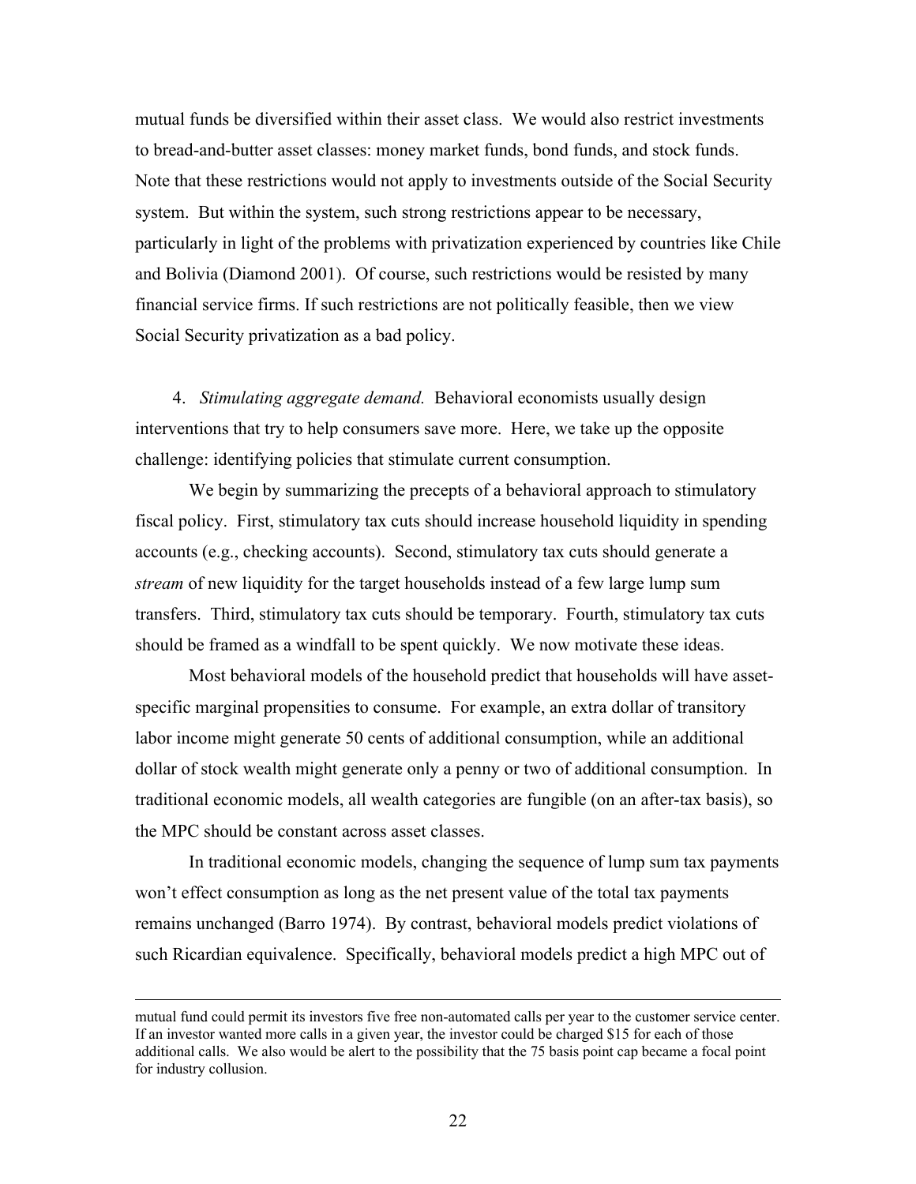mutual funds be diversified within their asset class. We would also restrict investments to bread-and-butter asset classes: money market funds, bond funds, and stock funds. Note that these restrictions would not apply to investments outside of the Social Security system. But within the system, such strong restrictions appear to be necessary, particularly in light of the problems with privatization experienced by countries like Chile and Bolivia (Diamond 2001). Of course, such restrictions would be resisted by many financial service firms. If such restrictions are not politically feasible, then we view Social Security privatization as a bad policy.

4. *Stimulating aggregate demand.* Behavioral economists usually design interventions that try to help consumers save more. Here, we take up the opposite challenge: identifying policies that stimulate current consumption.

We begin by summarizing the precepts of a behavioral approach to stimulatory fiscal policy. First, stimulatory tax cuts should increase household liquidity in spending accounts (e.g., checking accounts). Second, stimulatory tax cuts should generate a *stream* of new liquidity for the target households instead of a few large lump sum transfers. Third, stimulatory tax cuts should be temporary. Fourth, stimulatory tax cuts should be framed as a windfall to be spent quickly. We now motivate these ideas.

Most behavioral models of the household predict that households will have asset-specific marginal propensities to consume. For example, an extra dollar of transitory labor income might generate 50 cents of additional consumption, while an additional dollar of stock wealth might generate only a penny or two of additional consumption. In traditional economic models, all wealth categories are fungible (on an after-tax basis), so the MPC should be constant across asset classes.

In traditional economic models, changing the sequence of lump sum tax payments won't effect consumption as long as the net present value of the total tax payments remains unchanged (Barro 1974). By contrast, behavioral models predict violations of such Ricardian equivalence. Specifically, behavioral models predict a high MPC out of

---

mutual fund could permit its investors five free non-automated calls per year to the customer service center. If an investor wanted more calls in a given year, the investor could be charged $15 for each of those additional calls. We also would be alert to the possibility that the 75 basis point cap became a focal point for industry collusion.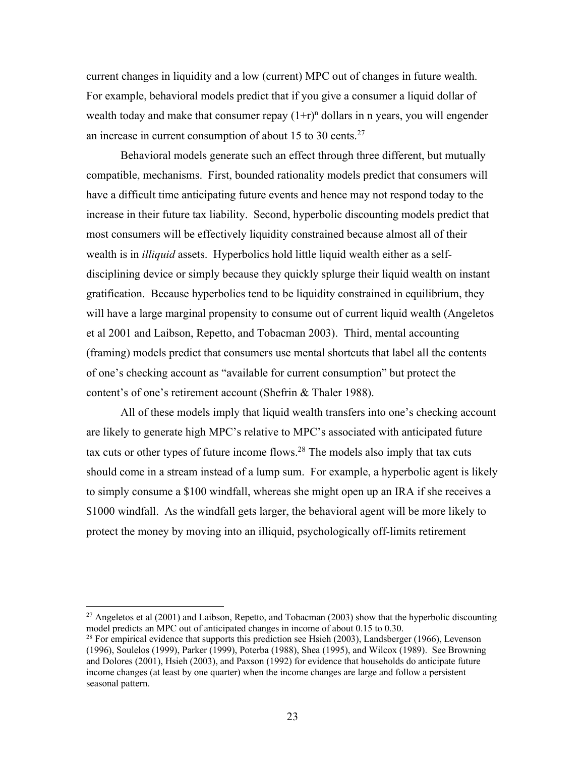current changes in liquidity and a low (current) MPC out of changes in future wealth. For example, behavioral models predict that if you give a consumer a liquid dollar of wealth today and make that consumer repay $(1+r)^n$ dollars in n years, you will engender an increase in current consumption of about 15 to 30 cents.[27]

Behavioral models generate such an effect through three different, but mutually compatible, mechanisms. First, bounded rationality models predict that consumers will have a difficult time anticipating future events and hence may not respond today to the increase in their future tax liability. Second, hyperbolic discounting models predict that most consumers will be effectively liquidity constrained because almost all of their wealth is in *illiquid* assets. Hyperbolics hold little liquid wealth either as a self-disciplining device or simply because they quickly splurge their liquid wealth on instant gratification. Because hyperbolics tend to be liquidity constrained in equilibrium, they will have a large marginal propensity to consume out of current liquid wealth (Angeletos et al 2001 and Laibson, Repetto, and Tobacman 2003). Third, mental accounting (framing) models predict that consumers use mental shortcuts that label all the contents of one's checking account as "available for current consumption" but protect the content's of one's retirement account (Shefrin & Thaler 1988).

All of these models imply that liquid wealth transfers into one's checking account are likely to generate high MPC's relative to MPC's associated with anticipated future tax cuts or other types of future income flows.[28] The models also imply that tax cuts should come in a stream instead of a lump sum. For example, a hyperbolic agent is likely to simply consume a \$100 windfall, whereas she might open up an IRA if she receives a \$1000 windfall. As the windfall gets larger, the behavioral agent will be more likely to protect the money by moving into an illiquid, psychologically off-limits retirement

---

[27] Angeletos et al (2001) and Laibson, Repetto, and Tobacman (2003) show that the hyperbolic discounting model predicts an MPC out of anticipated changes in income of about 0.15 to 0.30.

[28] For empirical evidence that supports this prediction see Hsieh (2003), Landsberger (1966), Levenson (1996), Soulelos (1999), Parker (1999), Poterba (1988), Shea (1995), and Wilcox (1989). See Browning and Dolores (2001), Hsieh (2003), and Paxson (1992) for evidence that households do anticipate future income changes (at least by one quarter) when the income changes are large and follow a persistent seasonal pattern.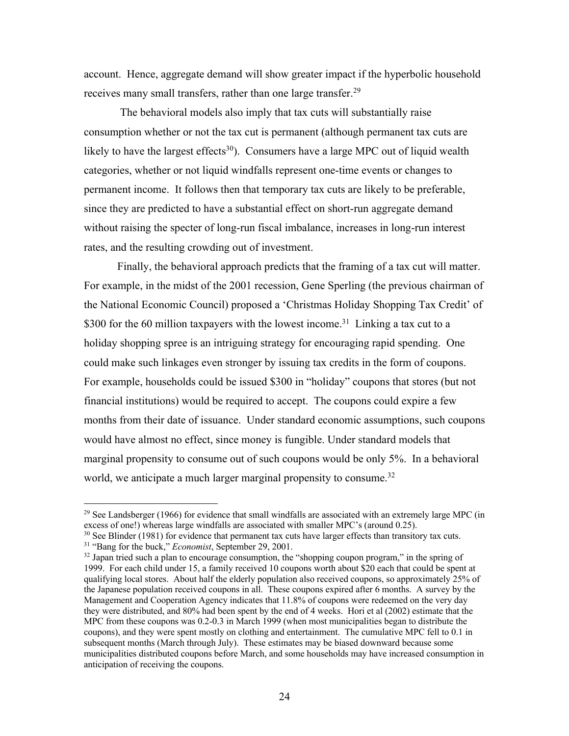account. Hence, aggregate demand will show greater impact if the hyperbolic household receives many small transfers, rather than one large transfer.[29]

The behavioral models also imply that tax cuts will substantially raise consumption whether or not the tax cut is permanent (although permanent tax cuts are likely to have the largest effects[30]). Consumers have a large MPC out of liquid wealth categories, whether or not liquid windfalls represent one-time events or changes to permanent income. It follows then that temporary tax cuts are likely to be preferable, since they are predicted to have a substantial effect on short-run aggregate demand without raising the specter of long-run fiscal imbalance, increases in long-run interest rates, and the resulting crowding out of investment.

Finally, the behavioral approach predicts that the framing of a tax cut will matter. For example, in the midst of the 2001 recession, Gene Sperling (the previous chairman of the National Economic Council) proposed a 'Christmas Holiday Shopping Tax Credit' of \$300 for the 60 million taxpayers with the lowest income.[31] Linking a tax cut to a holiday shopping spree is an intriguing strategy for encouraging rapid spending. One could make such linkages even stronger by issuing tax credits in the form of coupons. For example, households could be issued \$300 in "holiday" coupons that stores (but not financial institutions) would be required to accept. The coupons could expire a few months from their date of issuance. Under standard economic assumptions, such coupons would have almost no effect, since money is fungible. Under standard models that marginal propensity to consume out of such coupons would be only 5%. In a behavioral world, we anticipate a much larger marginal propensity to consume.[32]

---

[29] See Landsberger (1966) for evidence that small windfalls are associated with an extremely large MPC (in excess of one!) whereas large windfalls are associated with smaller MPC's (around 0.25).

[30] See Blinder (1981) for evidence that permanent tax cuts have larger effects than transitory tax cuts.

[31] "Bang for the buck," *Economist*, September 29, 2001.

[32] Japan tried such a plan to encourage consumption, the "shopping coupon program," in the spring of 1999. For each child under 15, a family received 10 coupons worth about \$20 each that could be spent at qualifying local stores. About half the elderly population also received coupons, so approximately 25% of the Japanese population received coupons in all. These coupons expired after 6 months. A survey by the Management and Cooperation Agency indicates that 11.8% of coupons were redeemed on the very day they were distributed, and 80% had been spent by the end of 4 weeks. Hori et al (2002) estimate that the MPC from these coupons was 0.2-0.3 in March 1999 (when most municipalities began to distribute the coupons), and they were spent mostly on clothing and entertainment. The cumulative MPC fell to 0.1 in subsequent months (March through July). These estimates may be biased downward because some municipalities distributed coupons before March, and some households may have increased consumption in anticipation of receiving the coupons.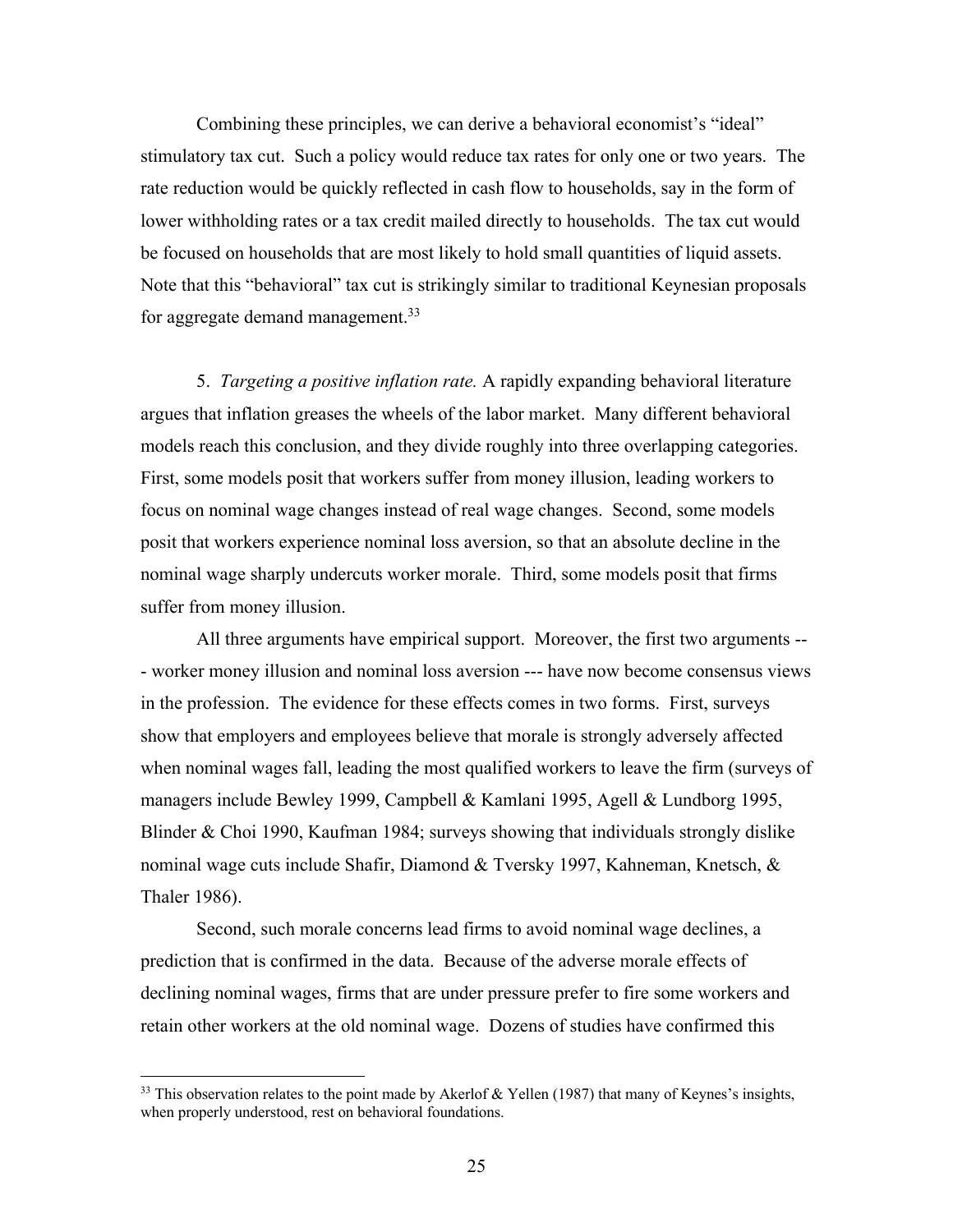Combining these principles, we can derive a behavioral economist's "ideal" stimulatory tax cut. Such a policy would reduce tax rates for only one or two years. The rate reduction would be quickly reflected in cash flow to households, say in the form of lower withholding rates or a tax credit mailed directly to households. The tax cut would be focused on households that are most likely to hold small quantities of liquid assets. Note that this "behavioral" tax cut is strikingly similar to traditional Keynesian proposals for aggregate demand management.[33]

5. *Targeting a positive inflation rate.* A rapidly expanding behavioral literature argues that inflation greases the wheels of the labor market. Many different behavioral models reach this conclusion, and they divide roughly into three overlapping categories. First, some models posit that workers suffer from money illusion, leading workers to focus on nominal wage changes instead of real wage changes. Second, some models posit that workers experience nominal loss aversion, so that an absolute decline in the nominal wage sharply undercuts worker morale. Third, some models posit that firms suffer from money illusion.

All three arguments have empirical support. Moreover, the first two arguments --- worker money illusion and nominal loss aversion --- have now become consensus views in the profession. The evidence for these effects comes in two forms. First, surveys show that employers and employees believe that morale is strongly adversely affected when nominal wages fall, leading the most qualified workers to leave the firm (surveys of managers include Bewley 1999, Campbell & Kamlani 1995, Agell & Lundborg 1995, Blinder & Choi 1990, Kaufman 1984; surveys showing that individuals strongly dislike nominal wage cuts include Shafir, Diamond & Tversky 1997, Kahneman, Knetsch, & Thaler 1986).

Second, such morale concerns lead firms to avoid nominal wage declines, a prediction that is confirmed in the data. Because of the adverse morale effects of declining nominal wages, firms that are under pressure prefer to fire some workers and retain other workers at the old nominal wage. Dozens of studies have confirmed this

---

[33] This observation relates to the point made by Akerlof & Yellen (1987) that many of Keynes's insights, when properly understood, rest on behavioral foundations.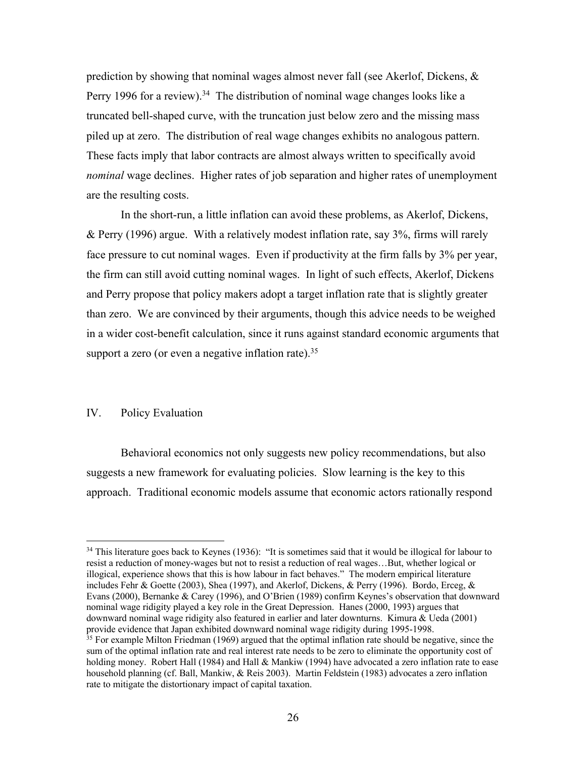prediction by showing that nominal wages almost never fall (see Akerlof, Dickens, & Perry 1996 for a review).[34] The distribution of nominal wage changes looks like a truncated bell-shaped curve, with the truncation just below zero and the missing mass piled up at zero. The distribution of real wage changes exhibits no analogous pattern. These facts imply that labor contracts are almost always written to specifically avoid *nominal* wage declines. Higher rates of job separation and higher rates of unemployment are the resulting costs.

In the short-run, a little inflation can avoid these problems, as Akerlof, Dickens, & Perry (1996) argue. With a relatively modest inflation rate, say 3%, firms will rarely face pressure to cut nominal wages. Even if productivity at the firm falls by 3% per year, the firm can still avoid cutting nominal wages. In light of such effects, Akerlof, Dickens and Perry propose that policy makers adopt a target inflation rate that is slightly greater than zero. We are convinced by their arguments, though this advice needs to be weighed in a wider cost-benefit calculation, since it runs against standard economic arguments that support a zero (or even a negative inflation rate).[35]

## IV. Policy Evaluation

Behavioral economics not only suggests new policy recommendations, but also suggests a new framework for evaluating policies. Slow learning is the key to this approach. Traditional economic models assume that economic actors rationally respond

---

[34] This literature goes back to Keynes (1936): "It is sometimes said that it would be illogical for labour to resist a reduction of money-wages but not to resist a reduction of real wages…But, whether logical or illogical, experience shows that this is how labour in fact behaves." The modern empirical literature includes Fehr & Goette (2003), Shea (1997), and Akerlof, Dickens, & Perry (1996). Bordo, Erceg, & Evans (2000), Bernanke & Carey (1996), and O'Brien (1989) confirm Keynes's observation that downward nominal wage ridigity played a key role in the Great Depression. Hanes (2000, 1993) argues that downward nominal wage ridigity also featured in earlier and later downturns. Kimura & Ueda (2001) provide evidence that Japan exhibited downward nominal wage ridigity during 1995-1998.

[35] For example Milton Friedman (1969) argued that the optimal inflation rate should be negative, since the sum of the optimal inflation rate and real interest rate needs to be zero to eliminate the opportunity cost of holding money. Robert Hall (1984) and Hall & Mankiw (1994) have advocated a zero inflation rate to ease household planning (cf. Ball, Mankiw, & Reis 2003). Martin Feldstein (1983) advocates a zero inflation rate to mitigate the distortionary impact of capital taxation.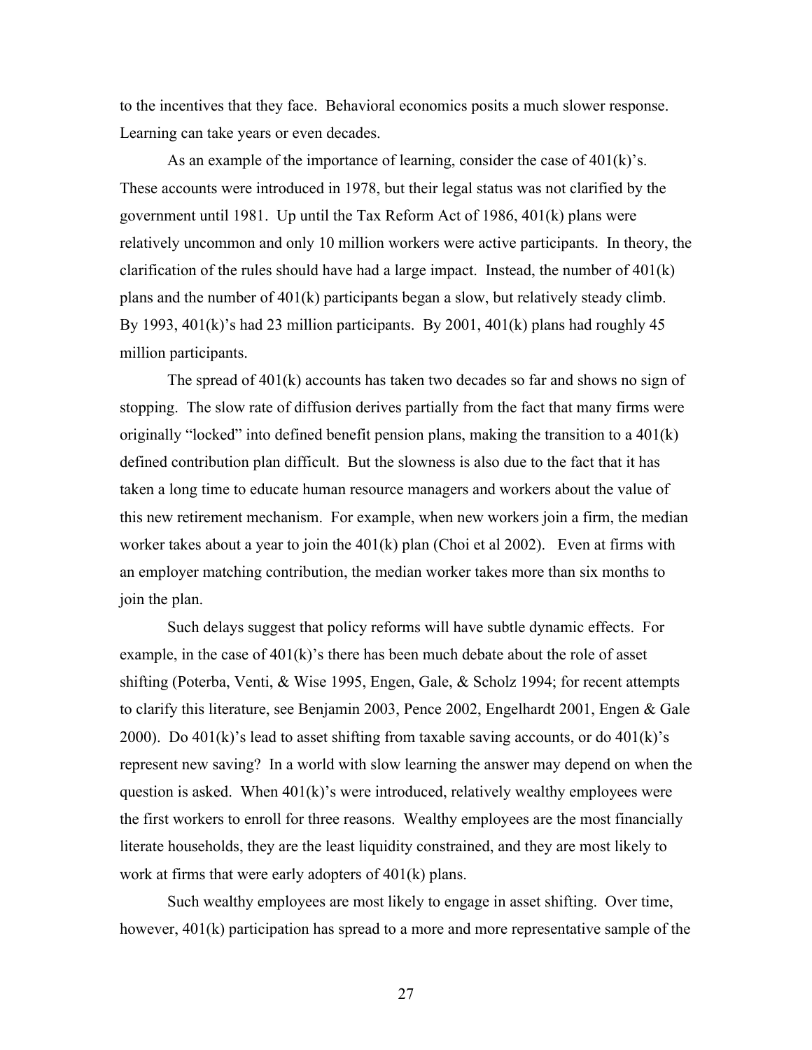to the incentives that they face. Behavioral economics posits a much slower response. Learning can take years or even decades.

As an example of the importance of learning, consider the case of 401(k)'s. These accounts were introduced in 1978, but their legal status was not clarified by the government until 1981. Up until the Tax Reform Act of 1986, 401(k) plans were relatively uncommon and only 10 million workers were active participants. In theory, the clarification of the rules should have had a large impact. Instead, the number of 401(k) plans and the number of 401(k) participants began a slow, but relatively steady climb. By 1993, 401(k)'s had 23 million participants. By 2001, 401(k) plans had roughly 45 million participants.

The spread of 401(k) accounts has taken two decades so far and shows no sign of stopping. The slow rate of diffusion derives partially from the fact that many firms were originally "locked" into defined benefit pension plans, making the transition to a 401(k) defined contribution plan difficult. But the slowness is also due to the fact that it has taken a long time to educate human resource managers and workers about the value of this new retirement mechanism. For example, when new workers join a firm, the median worker takes about a year to join the 401(k) plan (Choi et al 2002). Even at firms with an employer matching contribution, the median worker takes more than six months to join the plan.

Such delays suggest that policy reforms will have subtle dynamic effects. For example, in the case of 401(k)'s there has been much debate about the role of asset shifting (Poterba, Venti, & Wise 1995, Engen, Gale, & Scholz 1994; for recent attempts to clarify this literature, see Benjamin 2003, Pence 2002, Engelhardt 2001, Engen & Gale 2000). Do 401(k)'s lead to asset shifting from taxable saving accounts, or do 401(k)'s represent new saving? In a world with slow learning the answer may depend on when the question is asked. When 401(k)'s were introduced, relatively wealthy employees were the first workers to enroll for three reasons. Wealthy employees are the most financially literate households, they are the least liquidity constrained, and they are most likely to work at firms that were early adopters of 401(k) plans.

Such wealthy employees are most likely to engage in asset shifting. Over time, however, 401(k) participation has spread to a more and more representative sample of the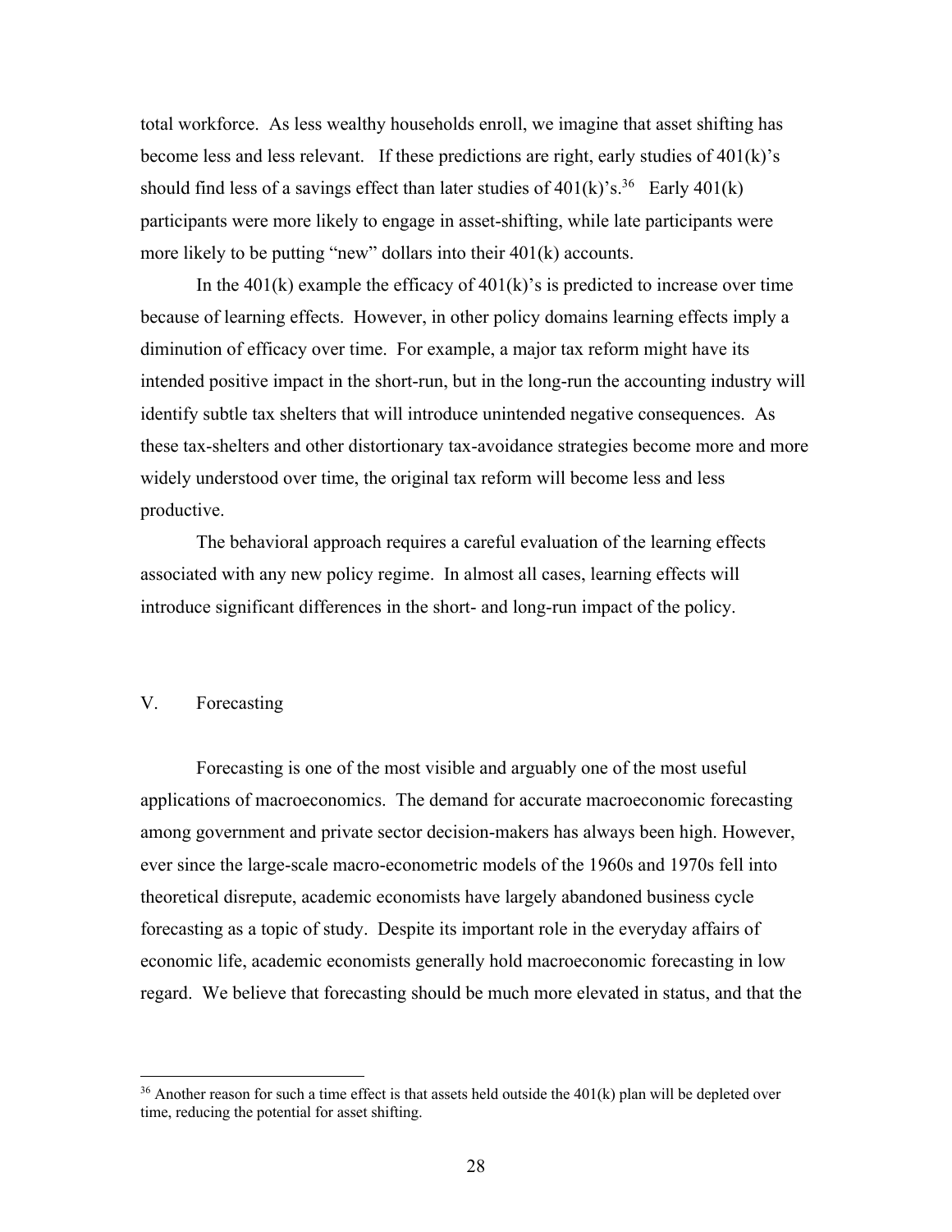total workforce. As less wealthy households enroll, we imagine that asset shifting has become less and less relevant. If these predictions are right, early studies of 401(k)'s should find less of a savings effect than later studies of 401(k)'s.[36] Early 401(k) participants were more likely to engage in asset-shifting, while late participants were more likely to be putting "new" dollars into their 401(k) accounts.

In the 401(k) example the efficacy of 401(k)'s is predicted to increase over time because of learning effects. However, in other policy domains learning effects imply a diminution of efficacy over time. For example, a major tax reform might have its intended positive impact in the short-run, but in the long-run the accounting industry will identify subtle tax shelters that will introduce unintended negative consequences. As these tax-shelters and other distortionary tax-avoidance strategies become more and more widely understood over time, the original tax reform will become less and less productive.

The behavioral approach requires a careful evaluation of the learning effects associated with any new policy regime. In almost all cases, learning effects will introduce significant differences in the short- and long-run impact of the policy.

## V. Forecasting

Forecasting is one of the most visible and arguably one of the most useful applications of macroeconomics. The demand for accurate macroeconomic forecasting among government and private sector decision-makers has always been high. However, ever since the large-scale macro-econometric models of the 1960s and 1970s fell into theoretical disrepute, academic economists have largely abandoned business cycle forecasting as a topic of study. Despite its important role in the everyday affairs of economic life, academic economists generally hold macroeconomic forecasting in low regard. We believe that forecasting should be much more elevated in status, and that the

[36] Another reason for such a time effect is that assets held outside the 401(k) plan will be depleted over time, reducing the potential for asset shifting.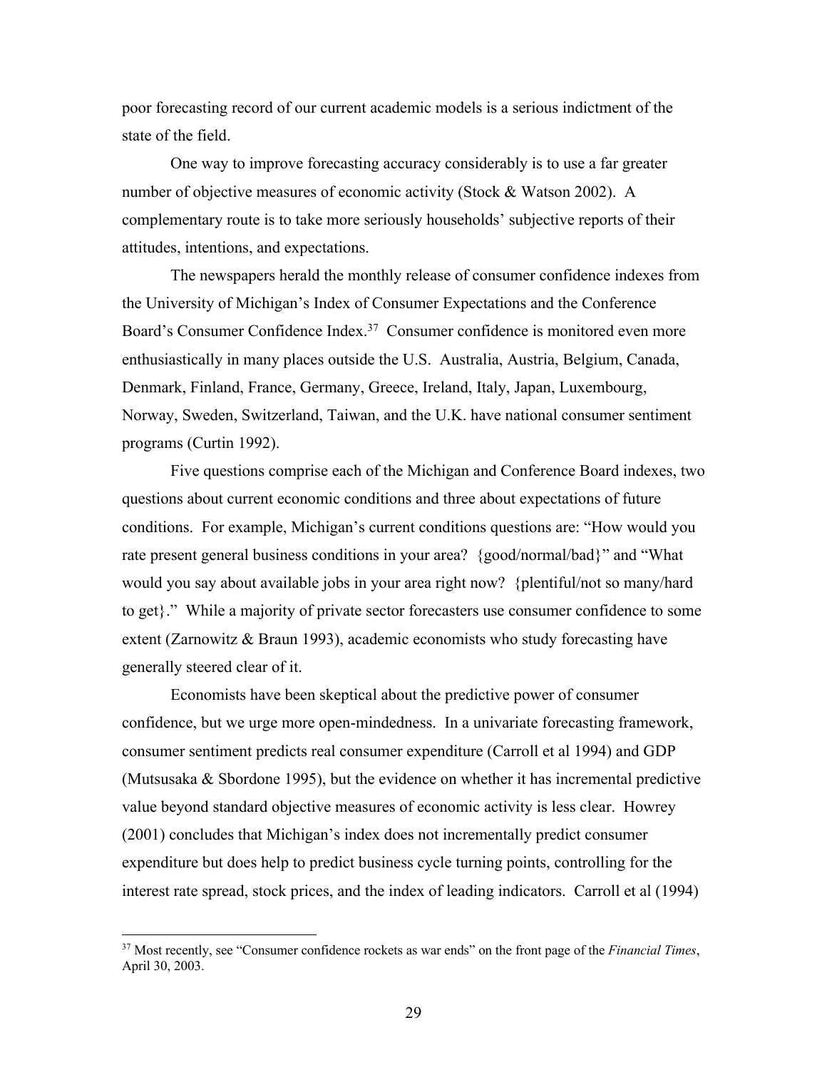poor forecasting record of our current academic models is a serious indictment of the state of the field.

One way to improve forecasting accuracy considerably is to use a far greater number of objective measures of economic activity (Stock & Watson 2002). A complementary route is to take more seriously households' subjective reports of their attitudes, intentions, and expectations.

The newspapers herald the monthly release of consumer confidence indexes from the University of Michigan's Index of Consumer Expectations and the Conference Board's Consumer Confidence Index.[37] Consumer confidence is monitored even more enthusiastically in many places outside the U.S. Australia, Austria, Belgium, Canada, Denmark, Finland, France, Germany, Greece, Ireland, Italy, Japan, Luxembourg, Norway, Sweden, Switzerland, Taiwan, and the U.K. have national consumer sentiment programs (Curtin 1992).

Five questions comprise each of the Michigan and Conference Board indexes, two questions about current economic conditions and three about expectations of future conditions. For example, Michigan's current conditions questions are: "How would you rate present general business conditions in your area? {good/normal/bad}" and "What would you say about available jobs in your area right now? {plentiful/not so many/hard to get}." While a majority of private sector forecasters use consumer confidence to some extent (Zarnowitz & Braun 1993), academic economists who study forecasting have generally steered clear of it.

Economists have been skeptical about the predictive power of consumer confidence, but we urge more open-mindedness. In a univariate forecasting framework, consumer sentiment predicts real consumer expenditure (Carroll et al 1994) and GDP (Mutsusaka & Sbordone 1995), but the evidence on whether it has incremental predictive value beyond standard objective measures of economic activity is less clear. Howrey (2001) concludes that Michigan's index does not incrementally predict consumer expenditure but does help to predict business cycle turning points, controlling for the interest rate spread, stock prices, and the index of leading indicators. Carroll et al (1994)

---

[37] Most recently, see "Consumer confidence rockets as war ends" on the front page of the *Financial Times*, April 30, 2003.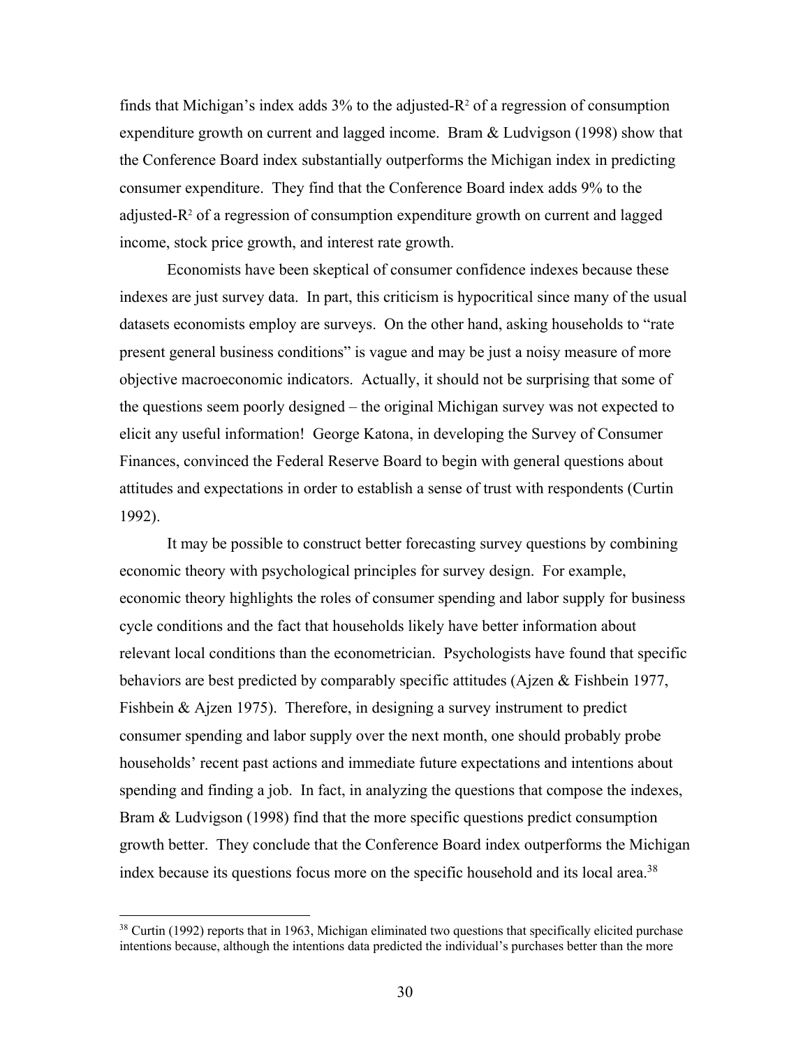finds that Michigan's index adds 3% to the adjusted-$R^2$ of a regression of consumption expenditure growth on current and lagged income. Bram & Ludvigson (1998) show that the Conference Board index substantially outperforms the Michigan index in predicting consumer expenditure. They find that the Conference Board index adds 9% to the adjusted-$R^2$ of a regression of consumption expenditure growth on current and lagged income, stock price growth, and interest rate growth.

Economists have been skeptical of consumer confidence indexes because these indexes are just survey data. In part, this criticism is hypocritical since many of the usual datasets economists employ are surveys. On the other hand, asking households to "rate present general business conditions" is vague and may be just a noisy measure of more objective macroeconomic indicators. Actually, it should not be surprising that some of the questions seem poorly designed – the original Michigan survey was not expected to elicit any useful information! George Katona, in developing the Survey of Consumer Finances, convinced the Federal Reserve Board to begin with general questions about attitudes and expectations in order to establish a sense of trust with respondents (Curtin 1992).

It may be possible to construct better forecasting survey questions by combining economic theory with psychological principles for survey design. For example, economic theory highlights the roles of consumer spending and labor supply for business cycle conditions and the fact that households likely have better information about relevant local conditions than the econometrician. Psychologists have found that specific behaviors are best predicted by comparably specific attitudes (Ajzen & Fishbein 1977, Fishbein & Ajzen 1975). Therefore, in designing a survey instrument to predict consumer spending and labor supply over the next month, one should probably probe households' recent past actions and immediate future expectations and intentions about spending and finding a job. In fact, in analyzing the questions that compose the indexes, Bram & Ludvigson (1998) find that the more specific questions predict consumption growth better. They conclude that the Conference Board index outperforms the Michigan index because its questions focus more on the specific household and its local area.[38]

[38] Curtin (1992) reports that in 1963, Michigan eliminated two questions that specifically elicited purchase intentions because, although the intentions data predicted the individual's purchases better than the more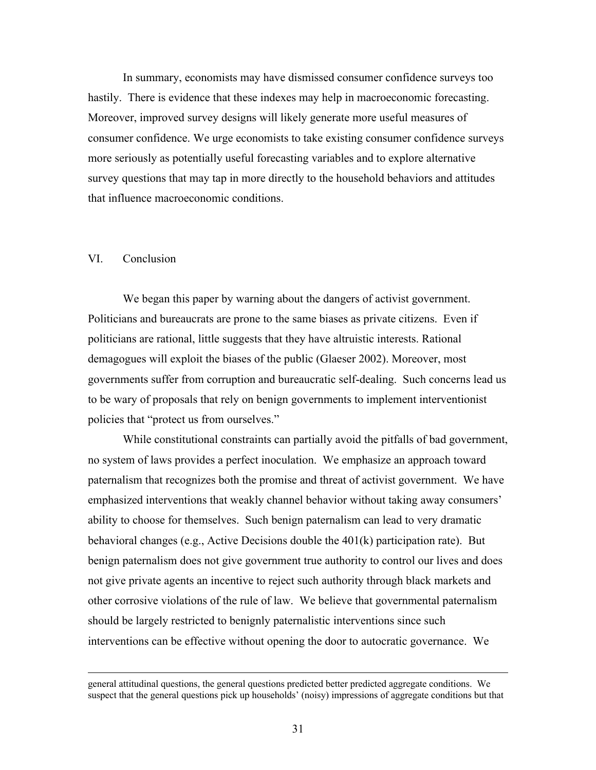In summary, economists may have dismissed consumer confidence surveys too hastily. There is evidence that these indexes may help in macroeconomic forecasting. Moreover, improved survey designs will likely generate more useful measures of consumer confidence. We urge economists to take existing consumer confidence surveys more seriously as potentially useful forecasting variables and to explore alternative survey questions that may tap in more directly to the household behaviors and attitudes that influence macroeconomic conditions.

## VI. Conclusion

We began this paper by warning about the dangers of activist government. Politicians and bureaucrats are prone to the same biases as private citizens. Even if politicians are rational, little suggests that they have altruistic interests. Rational demagogues will exploit the biases of the public (Glaeser 2002). Moreover, most governments suffer from corruption and bureaucratic self-dealing. Such concerns lead us to be wary of proposals that rely on benign governments to implement interventionist policies that "protect us from ourselves."

While constitutional constraints can partially avoid the pitfalls of bad government, no system of laws provides a perfect inoculation. We emphasize an approach toward paternalism that recognizes both the promise and threat of activist government. We have emphasized interventions that weakly channel behavior without taking away consumers' ability to choose for themselves. Such benign paternalism can lead to very dramatic behavioral changes (e.g., Active Decisions double the 401(k) participation rate). But benign paternalism does not give government true authority to control our lives and does not give private agents an incentive to reject such authority through black markets and other corrosive violations of the rule of law. We believe that governmental paternalism should be largely restricted to benignly paternalistic interventions since such interventions can be effective without opening the door to autocratic governance. We

general attitudinal questions, the general questions predicted better predicted aggregate conditions. We suspect that the general questions pick up households' (noisy) impressions of aggregate conditions but that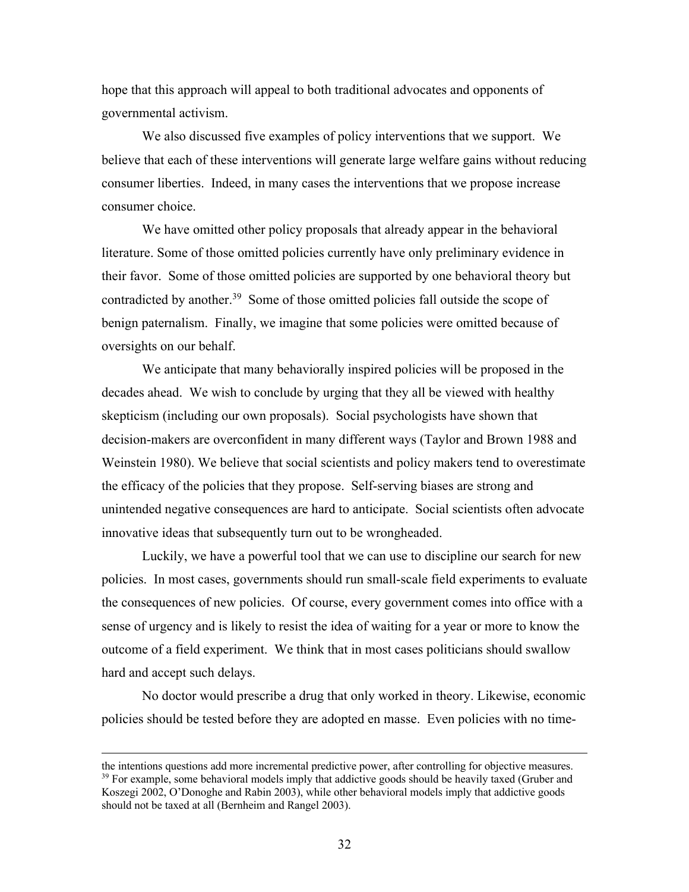hope that this approach will appeal to both traditional advocates and opponents of governmental activism.

We also discussed five examples of policy interventions that we support. We believe that each of these interventions will generate large welfare gains without reducing consumer liberties. Indeed, in many cases the interventions that we propose increase consumer choice.

We have omitted other policy proposals that already appear in the behavioral literature. Some of those omitted policies currently have only preliminary evidence in their favor. Some of those omitted policies are supported by one behavioral theory but contradicted by another.[39] Some of those omitted policies fall outside the scope of benign paternalism. Finally, we imagine that some policies were omitted because of oversights on our behalf.

We anticipate that many behaviorally inspired policies will be proposed in the decades ahead. We wish to conclude by urging that they all be viewed with healthy skepticism (including our own proposals). Social psychologists have shown that decision-makers are overconfident in many different ways (Taylor and Brown 1988 and Weinstein 1980). We believe that social scientists and policy makers tend to overestimate the efficacy of the policies that they propose. Self-serving biases are strong and unintended negative consequences are hard to anticipate. Social scientists often advocate innovative ideas that subsequently turn out to be wrongheaded.

Luckily, we have a powerful tool that we can use to discipline our search for new policies. In most cases, governments should run small-scale field experiments to evaluate the consequences of new policies. Of course, every government comes into office with a sense of urgency and is likely to resist the idea of waiting for a year or more to know the outcome of a field experiment. We think that in most cases politicians should swallow hard and accept such delays.

No doctor would prescribe a drug that only worked in theory. Likewise, economic policies should be tested before they are adopted en masse. Even policies with no time-

---

the intentions questions add more incremental predictive power, after controlling for objective measures.

[39] For example, some behavioral models imply that addictive goods should be heavily taxed (Gruber and Koszegi 2002, O'Donoghe and Rabin 2003), while other behavioral models imply that addictive goods should not be taxed at all (Bernheim and Rangel 2003).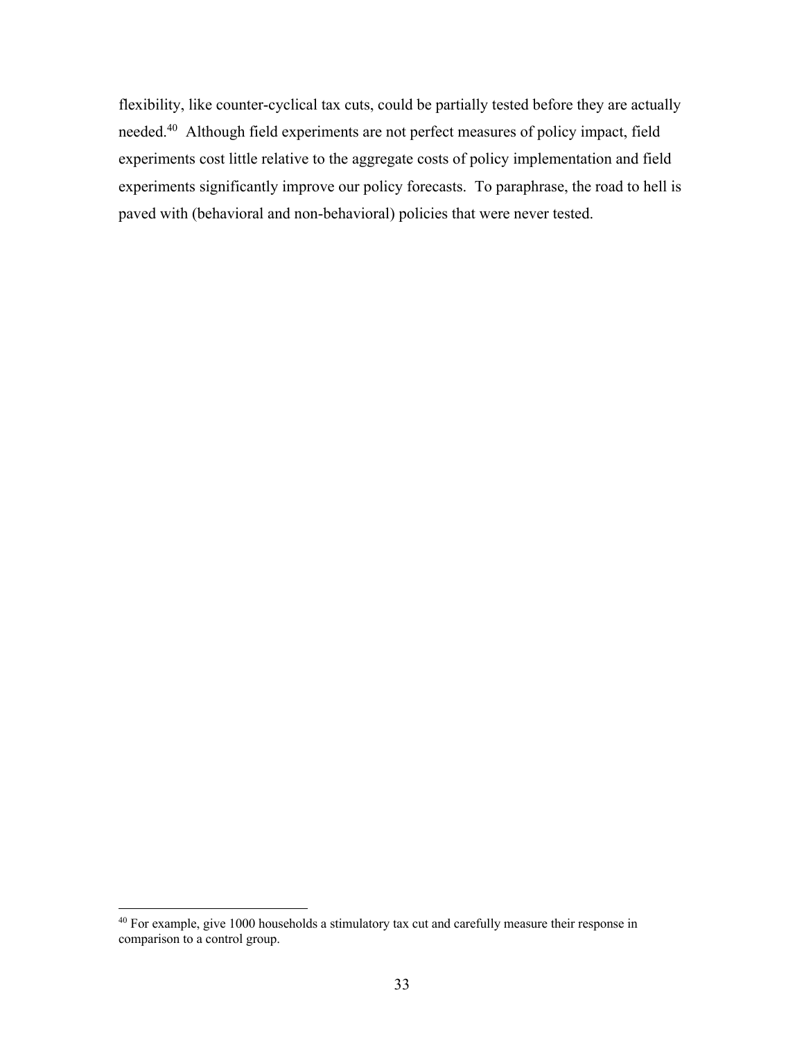flexibility, like counter-cyclical tax cuts, could be partially tested before they are actually needed.[40] Although field experiments are not perfect measures of policy impact, field experiments cost little relative to the aggregate costs of policy implementation and field experiments significantly improve our policy forecasts. To paraphrase, the road to hell is paved with (behavioral and non-behavioral) policies that were never tested.

[40] For example, give 1000 households a stimulatory tax cut and carefully measure their response in comparison to a control group.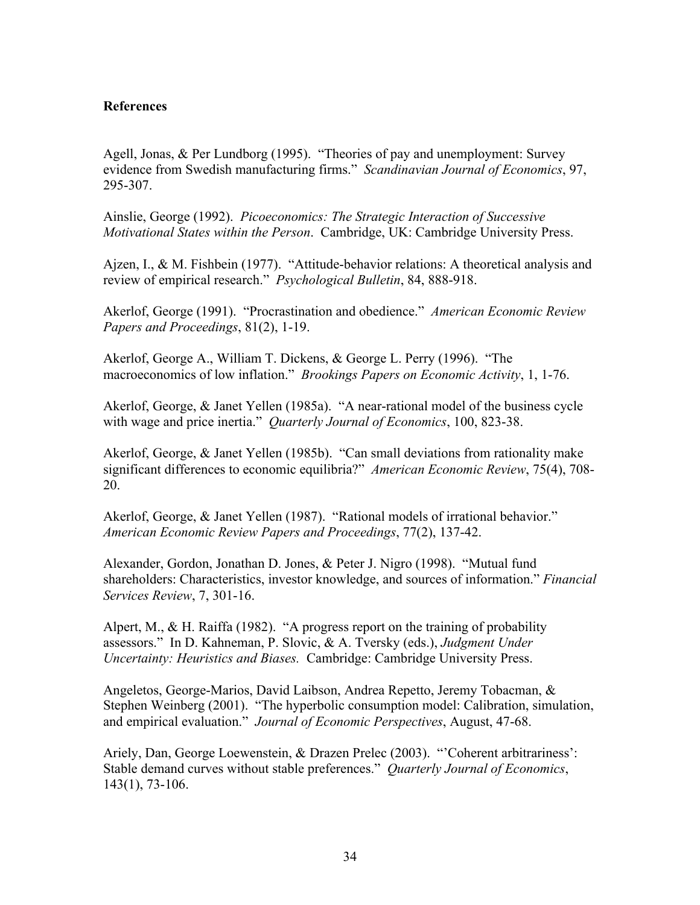**References**

Agell, Jonas, & Per Lundborg (1995). "Theories of pay and unemployment: Survey evidence from Swedish manufacturing firms." *Scandinavian Journal of Economics*, 97, 295-307.

Ainslie, George (1992). *Picoeconomics: The Strategic Interaction of Successive Motivational States within the Person*. Cambridge, UK: Cambridge University Press.

Ajzen, I., & M. Fishbein (1977). "Attitude-behavior relations: A theoretical analysis and review of empirical research." *Psychological Bulletin*, 84, 888-918.

Akerlof, George (1991). "Procrastination and obedience." *American Economic Review Papers and Proceedings*, 81(2), 1-19.

Akerlof, George A., William T. Dickens, & George L. Perry (1996). "The macroeconomics of low inflation." *Brookings Papers on Economic Activity*, 1, 1-76.

Akerlof, George, & Janet Yellen (1985a). "A near-rational model of the business cycle with wage and price inertia." *Quarterly Journal of Economics*, 100, 823-38.

Akerlof, George, & Janet Yellen (1985b). "Can small deviations from rationality make significant differences to economic equilibria?" *American Economic Review*, 75(4), 708-20.

Akerlof, George, & Janet Yellen (1987). "Rational models of irrational behavior." *American Economic Review Papers and Proceedings*, 77(2), 137-42.

Alexander, Gordon, Jonathan D. Jones, & Peter J. Nigro (1998). "Mutual fund shareholders: Characteristics, investor knowledge, and sources of information." *Financial Services Review*, 7, 301-16.

Alpert, M., & H. Raiffa (1982). "A progress report on the training of probability assessors." In D. Kahneman, P. Slovic, & A. Tversky (eds.), *Judgment Under Uncertainty: Heuristics and Biases.* Cambridge: Cambridge University Press.

Angeletos, George-Marios, David Laibson, Andrea Repetto, Jeremy Tobacman, & Stephen Weinberg (2001). "The hyperbolic consumption model: Calibration, simulation, and empirical evaluation." *Journal of Economic Perspectives*, August, 47-68.

Ariely, Dan, George Loewenstein, & Drazen Prelec (2003). "'Coherent arbitrariness': Stable demand curves without stable preferences." *Quarterly Journal of Economics*, 143(1), 73-106.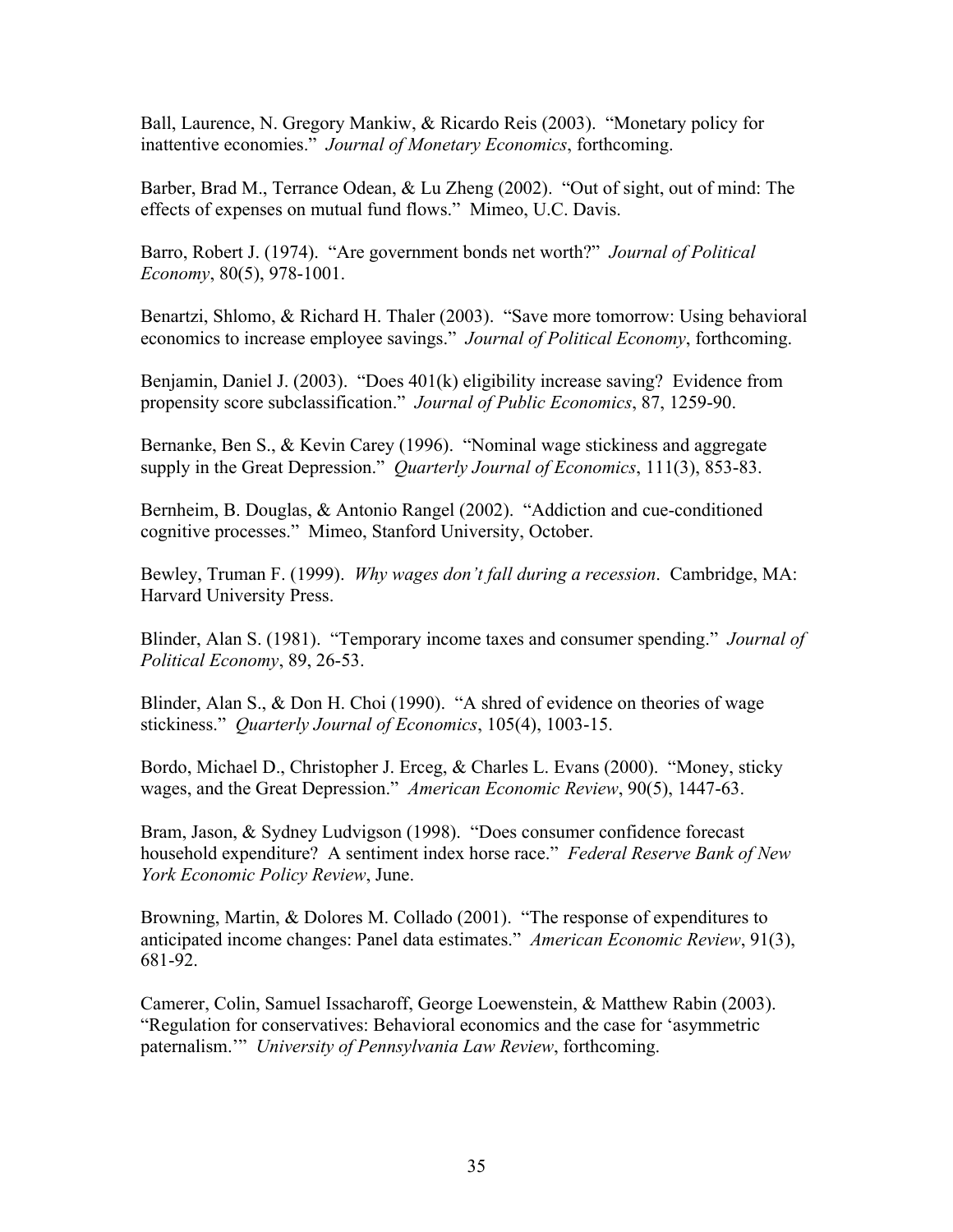Ball, Laurence, N. Gregory Mankiw, & Ricardo Reis (2003). "Monetary policy for inattentive economies." *Journal of Monetary Economics*, forthcoming.

Barber, Brad M., Terrance Odean, & Lu Zheng (2002). "Out of sight, out of mind: The effects of expenses on mutual fund flows." Mimeo, U.C. Davis.

Barro, Robert J. (1974). "Are government bonds net worth?" *Journal of Political Economy*, 80(5), 978-1001.

Benartzi, Shlomo, & Richard H. Thaler (2003). "Save more tomorrow: Using behavioral economics to increase employee savings." *Journal of Political Economy*, forthcoming.

Benjamin, Daniel J. (2003). "Does 401(k) eligibility increase saving? Evidence from propensity score subclassification." *Journal of Public Economics*, 87, 1259-90.

Bernanke, Ben S., & Kevin Carey (1996). "Nominal wage stickiness and aggregate supply in the Great Depression." *Quarterly Journal of Economics*, 111(3), 853-83.

Bernheim, B. Douglas, & Antonio Rangel (2002). "Addiction and cue-conditioned cognitive processes." Mimeo, Stanford University, October.

Bewley, Truman F. (1999). *Why wages don't fall during a recession*. Cambridge, MA: Harvard University Press.

Blinder, Alan S. (1981). "Temporary income taxes and consumer spending." *Journal of Political Economy*, 89, 26-53.

Blinder, Alan S., & Don H. Choi (1990). "A shred of evidence on theories of wage stickiness." *Quarterly Journal of Economics*, 105(4), 1003-15.

Bordo, Michael D., Christopher J. Erceg, & Charles L. Evans (2000). "Money, sticky wages, and the Great Depression." *American Economic Review*, 90(5), 1447-63.

Bram, Jason, & Sydney Ludvigson (1998). "Does consumer confidence forecast household expenditure? A sentiment index horse race." *Federal Reserve Bank of New York Economic Policy Review*, June.

Browning, Martin, & Dolores M. Collado (2001). "The response of expenditures to anticipated income changes: Panel data estimates." *American Economic Review*, 91(3), 681-92.

Camerer, Colin, Samuel Issacharoff, George Loewenstein, & Matthew Rabin (2003). "Regulation for conservatives: Behavioral economics and the case for 'asymmetric paternalism.'" *University of Pennsylvania Law Review*, forthcoming.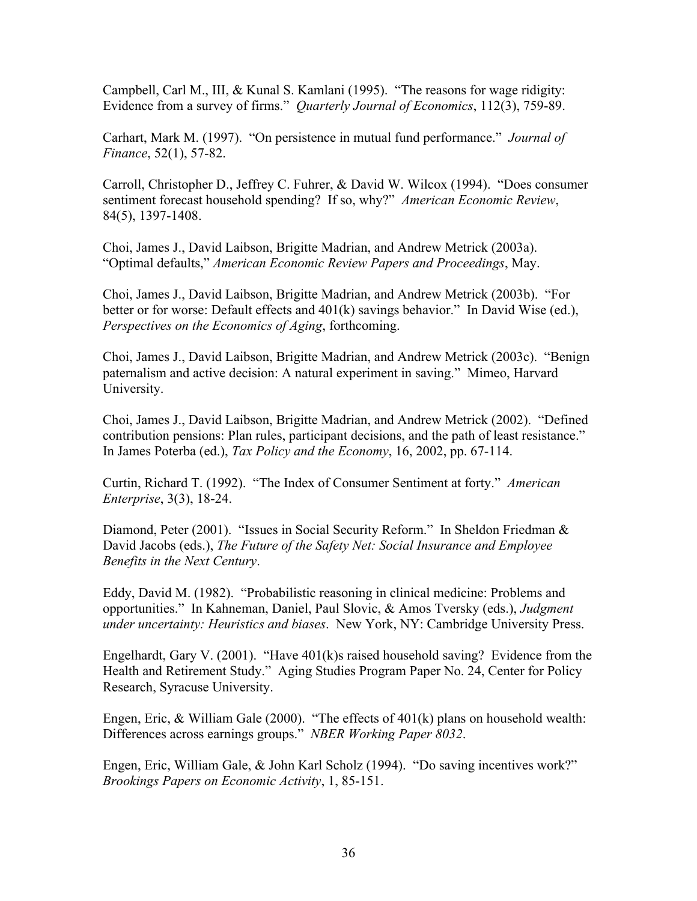Campbell, Carl M., III, & Kunal S. Kamlani (1995). "The reasons for wage ridigity: Evidence from a survey of firms." *Quarterly Journal of Economics*, 112(3), 759-89.

Carhart, Mark M. (1997). "On persistence in mutual fund performance." *Journal of Finance*, 52(1), 57-82.

Carroll, Christopher D., Jeffrey C. Fuhrer, & David W. Wilcox (1994). "Does consumer sentiment forecast household spending? If so, why?" *American Economic Review*, 84(5), 1397-1408.

Choi, James J., David Laibson, Brigitte Madrian, and Andrew Metrick (2003a). "Optimal defaults," *American Economic Review Papers and Proceedings*, May.

Choi, James J., David Laibson, Brigitte Madrian, and Andrew Metrick (2003b). "For better or for worse: Default effects and 401(k) savings behavior." In David Wise (ed.), *Perspectives on the Economics of Aging*, forthcoming.

Choi, James J., David Laibson, Brigitte Madrian, and Andrew Metrick (2003c). "Benign paternalism and active decision: A natural experiment in saving." Mimeo, Harvard University.

Choi, James J., David Laibson, Brigitte Madrian, and Andrew Metrick (2002). "Defined contribution pensions: Plan rules, participant decisions, and the path of least resistance." In James Poterba (ed.), *Tax Policy and the Economy*, 16, 2002, pp. 67-114.

Curtin, Richard T. (1992). "The Index of Consumer Sentiment at forty." *American Enterprise*, 3(3), 18-24.

Diamond, Peter (2001). "Issues in Social Security Reform." In Sheldon Friedman & David Jacobs (eds.), *The Future of the Safety Net: Social Insurance and Employee Benefits in the Next Century*.

Eddy, David M. (1982). "Probabilistic reasoning in clinical medicine: Problems and opportunities." In Kahneman, Daniel, Paul Slovic, & Amos Tversky (eds.), *Judgment under uncertainty: Heuristics and biases*. New York, NY: Cambridge University Press.

Engelhardt, Gary V. (2001). "Have 401(k)s raised household saving? Evidence from the Health and Retirement Study." Aging Studies Program Paper No. 24, Center for Policy Research, Syracuse University.

Engen, Eric, & William Gale (2000). "The effects of 401(k) plans on household wealth: Differences across earnings groups." *NBER Working Paper 8032*.

Engen, Eric, William Gale, & John Karl Scholz (1994). "Do saving incentives work?" *Brookings Papers on Economic Activity*, 1, 85-151.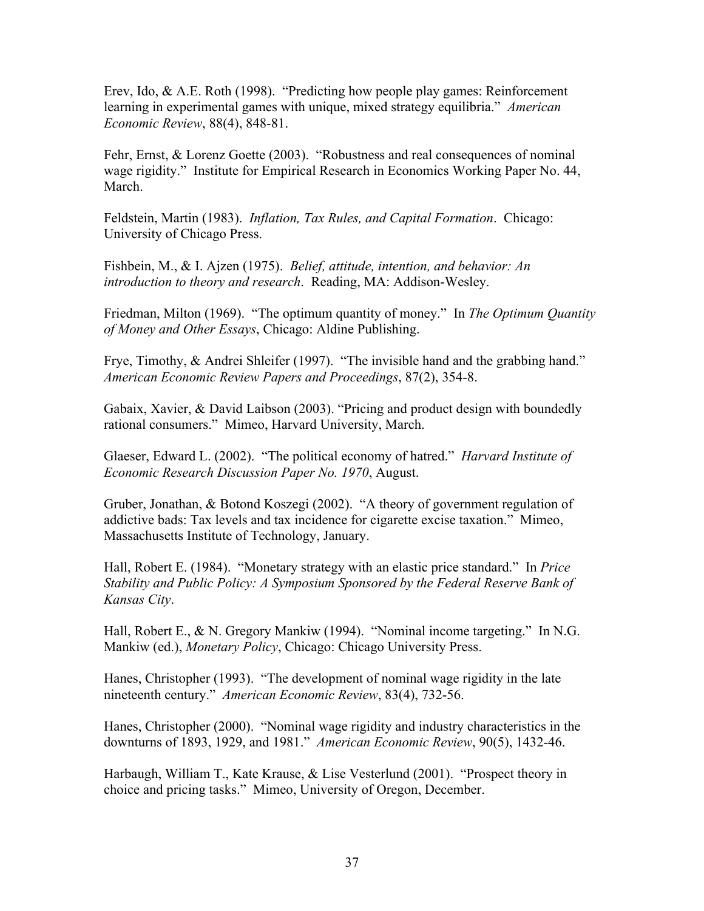Erev, Ido, & A.E. Roth (1998). "Predicting how people play games: Reinforcement learning in experimental games with unique, mixed strategy equilibria." *American Economic Review*, 88(4), 848-81.

Fehr, Ernst, & Lorenz Goette (2003). "Robustness and real consequences of nominal wage rigidity." Institute for Empirical Research in Economics Working Paper No. 44, March.

Feldstein, Martin (1983). *Inflation, Tax Rules, and Capital Formation*. Chicago: University of Chicago Press.

Fishbein, M., & I. Ajzen (1975). *Belief, attitude, intention, and behavior: An introduction to theory and research*. Reading, MA: Addison-Wesley.

Friedman, Milton (1969). "The optimum quantity of money." In *The Optimum Quantity of Money and Other Essays*, Chicago: Aldine Publishing.

Frye, Timothy, & Andrei Shleifer (1997). "The invisible hand and the grabbing hand." *American Economic Review Papers and Proceedings*, 87(2), 354-8.

Gabaix, Xavier, & David Laibson (2003). "Pricing and product design with boundedly rational consumers." Mimeo, Harvard University, March.

Glaeser, Edward L. (2002). "The political economy of hatred." *Harvard Institute of Economic Research Discussion Paper No. 1970*, August.

Gruber, Jonathan, & Botond Koszegi (2002). "A theory of government regulation of addictive bads: Tax levels and tax incidence for cigarette excise taxation." Mimeo, Massachusetts Institute of Technology, January.

Hall, Robert E. (1984). "Monetary strategy with an elastic price standard." In *Price Stability and Public Policy: A Symposium Sponsored by the Federal Reserve Bank of Kansas City*.

Hall, Robert E., & N. Gregory Mankiw (1994). "Nominal income targeting." In N.G. Mankiw (ed.), *Monetary Policy*, Chicago: Chicago University Press.

Hanes, Christopher (1993). "The development of nominal wage rigidity in the late nineteenth century." *American Economic Review*, 83(4), 732-56.

Hanes, Christopher (2000). "Nominal wage rigidity and industry characteristics in the downturns of 1893, 1929, and 1981." *American Economic Review*, 90(5), 1432-46.

Harbaugh, William T., Kate Krause, & Lise Vesterlund (2001). "Prospect theory in choice and pricing tasks." Mimeo, University of Oregon, December.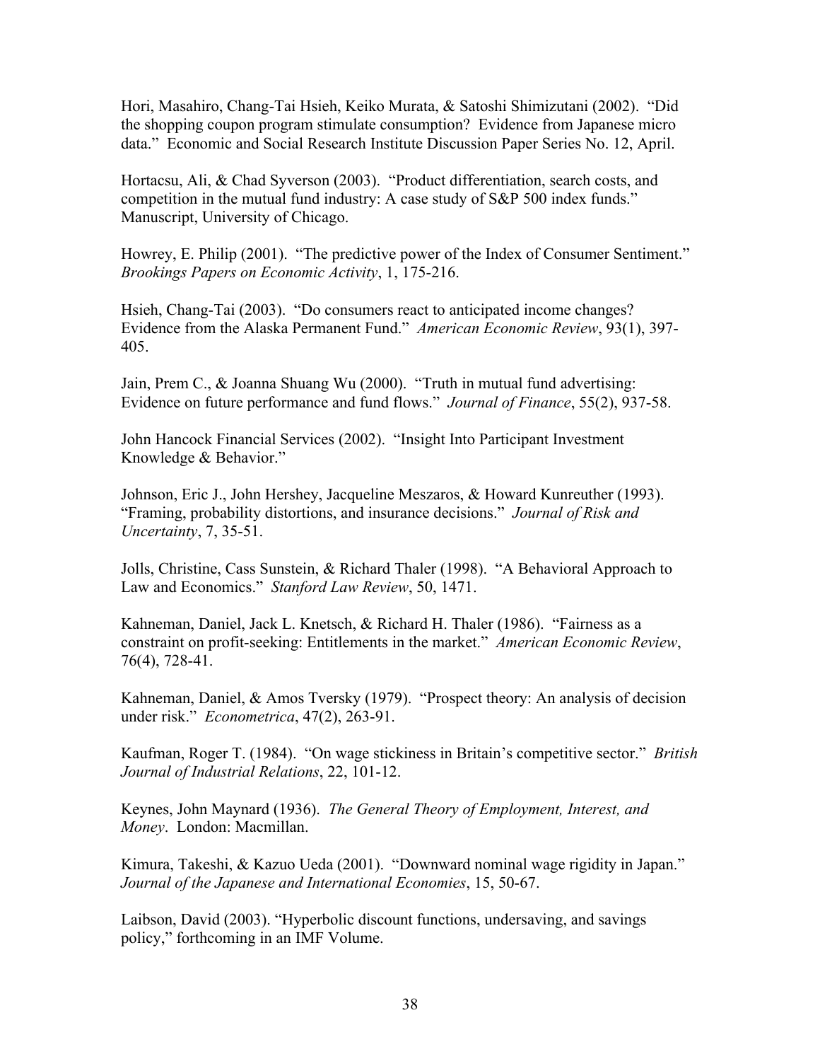Hori, Masahiro, Chang-Tai Hsieh, Keiko Murata, & Satoshi Shimizutani (2002). "Did the shopping coupon program stimulate consumption? Evidence from Japanese micro data." Economic and Social Research Institute Discussion Paper Series No. 12, April.

Hortacsu, Ali, & Chad Syverson (2003). "Product differentiation, search costs, and competition in the mutual fund industry: A case study of S&P 500 index funds." Manuscript, University of Chicago.

Howrey, E. Philip (2001). "The predictive power of the Index of Consumer Sentiment." *Brookings Papers on Economic Activity*, 1, 175-216.

Hsieh, Chang-Tai (2003). "Do consumers react to anticipated income changes? Evidence from the Alaska Permanent Fund." *American Economic Review*, 93(1), 397-405.

Jain, Prem C., & Joanna Shuang Wu (2000). "Truth in mutual fund advertising: Evidence on future performance and fund flows." *Journal of Finance*, 55(2), 937-58.

John Hancock Financial Services (2002). "Insight Into Participant Investment Knowledge & Behavior."

Johnson, Eric J., John Hershey, Jacqueline Meszaros, & Howard Kunreuther (1993). "Framing, probability distortions, and insurance decisions." *Journal of Risk and Uncertainty*, 7, 35-51.

Jolls, Christine, Cass Sunstein, & Richard Thaler (1998). "A Behavioral Approach to Law and Economics." *Stanford Law Review*, 50, 1471.

Kahneman, Daniel, Jack L. Knetsch, & Richard H. Thaler (1986). "Fairness as a constraint on profit-seeking: Entitlements in the market." *American Economic Review*, 76(4), 728-41.

Kahneman, Daniel, & Amos Tversky (1979). "Prospect theory: An analysis of decision under risk." *Econometrica*, 47(2), 263-91.

Kaufman, Roger T. (1984). "On wage stickiness in Britain's competitive sector." *British Journal of Industrial Relations*, 22, 101-12.

Keynes, John Maynard (1936). *The General Theory of Employment, Interest, and Money*. London: Macmillan.

Kimura, Takeshi, & Kazuo Ueda (2001). "Downward nominal wage rigidity in Japan." *Journal of the Japanese and International Economies*, 15, 50-67.

Laibson, David (2003). "Hyperbolic discount functions, undersaving, and savings policy," forthcoming in an IMF Volume.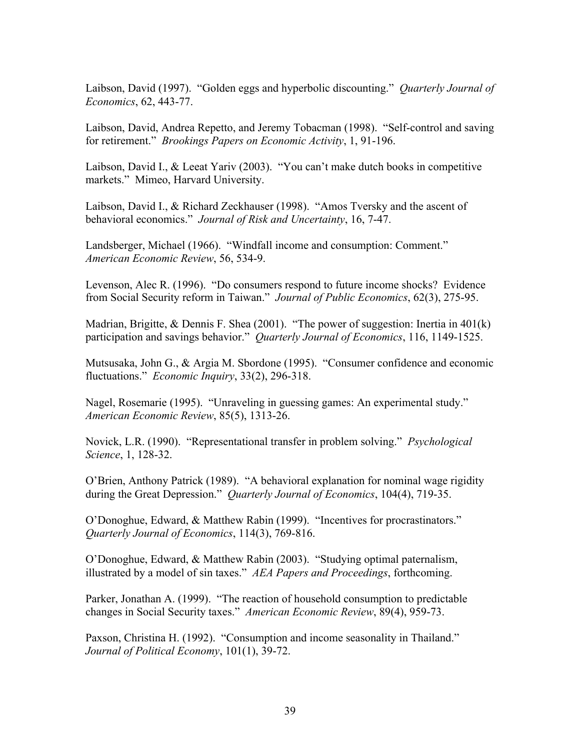Laibson, David (1997). "Golden eggs and hyperbolic discounting." *Quarterly Journal of Economics*, 62, 443-77.

Laibson, David, Andrea Repetto, and Jeremy Tobacman (1998). "Self-control and saving for retirement." *Brookings Papers on Economic Activity*, 1, 91-196.

Laibson, David I., & Leeat Yariv (2003). "You can't make dutch books in competitive markets." Mimeo, Harvard University.

Laibson, David I., & Richard Zeckhauser (1998). "Amos Tversky and the ascent of behavioral economics." *Journal of Risk and Uncertainty*, 16, 7-47.

Landsberger, Michael (1966). "Windfall income and consumption: Comment." *American Economic Review*, 56, 534-9.

Levenson, Alec R. (1996). "Do consumers respond to future income shocks? Evidence from Social Security reform in Taiwan." *Journal of Public Economics*, 62(3), 275-95.

Madrian, Brigitte, & Dennis F. Shea (2001). "The power of suggestion: Inertia in 401(k) participation and savings behavior." *Quarterly Journal of Economics*, 116, 1149-1525.

Mutsusaka, John G., & Argia M. Sbordone (1995). "Consumer confidence and economic fluctuations." *Economic Inquiry*, 33(2), 296-318.

Nagel, Rosemarie (1995). "Unraveling in guessing games: An experimental study." *American Economic Review*, 85(5), 1313-26.

Novick, L.R. (1990). "Representational transfer in problem solving." *Psychological Science*, 1, 128-32.

O'Brien, Anthony Patrick (1989). "A behavioral explanation for nominal wage rigidity during the Great Depression." *Quarterly Journal of Economics*, 104(4), 719-35.

O'Donoghue, Edward, & Matthew Rabin (1999). "Incentives for procrastinators." *Quarterly Journal of Economics*, 114(3), 769-816.

O'Donoghue, Edward, & Matthew Rabin (2003). "Studying optimal paternalism, illustrated by a model of sin taxes." *AEA Papers and Proceedings*, forthcoming.

Parker, Jonathan A. (1999). "The reaction of household consumption to predictable changes in Social Security taxes." *American Economic Review*, 89(4), 959-73.

Paxson, Christina H. (1992). "Consumption and income seasonality in Thailand." *Journal of Political Economy*, 101(1), 39-72.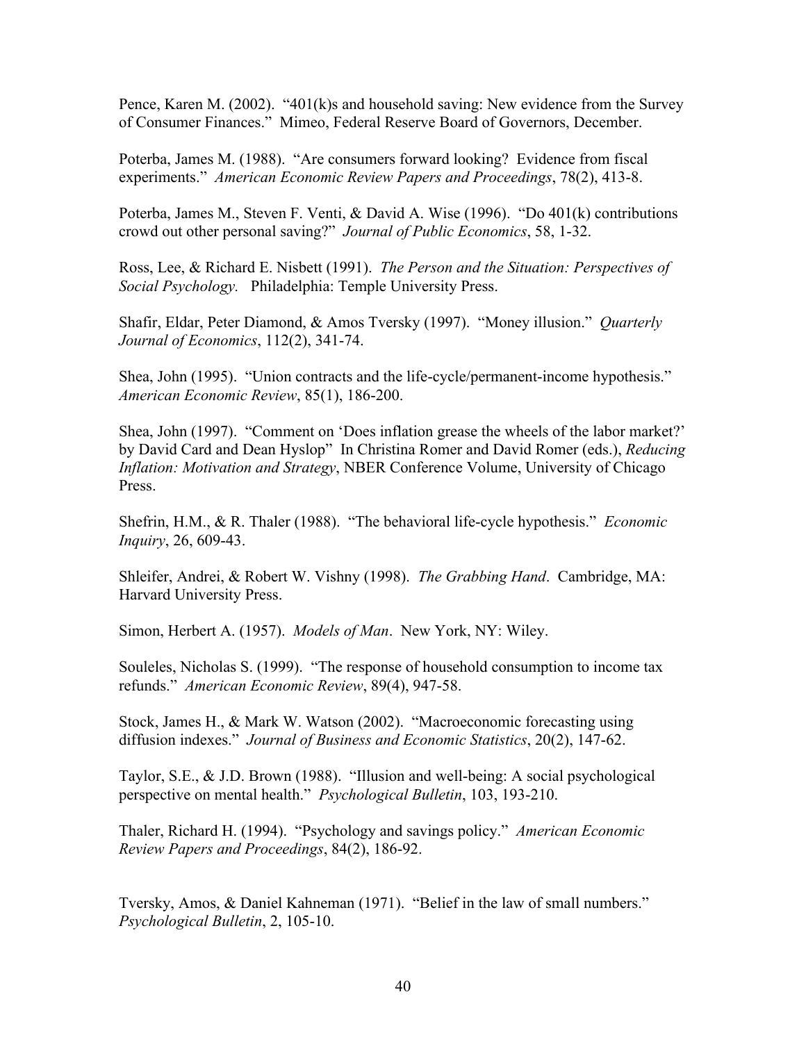Pence, Karen M. (2002). "401(k)s and household saving: New evidence from the Survey of Consumer Finances." Mimeo, Federal Reserve Board of Governors, December.

Poterba, James M. (1988). "Are consumers forward looking? Evidence from fiscal experiments." *American Economic Review Papers and Proceedings*, 78(2), 413-8.

Poterba, James M., Steven F. Venti, & David A. Wise (1996). "Do 401(k) contributions crowd out other personal saving?" *Journal of Public Economics*, 58, 1-32.

Ross, Lee, & Richard E. Nisbett (1991). *The Person and the Situation: Perspectives of Social Psychology.* Philadelphia: Temple University Press.

Shafir, Eldar, Peter Diamond, & Amos Tversky (1997). "Money illusion." *Quarterly Journal of Economics*, 112(2), 341-74.

Shea, John (1995). "Union contracts and the life-cycle/permanent-income hypothesis." *American Economic Review*, 85(1), 186-200.

Shea, John (1997). "Comment on 'Does inflation grease the wheels of the labor market?' by David Card and Dean Hyslop" In Christina Romer and David Romer (eds.), *Reducing Inflation: Motivation and Strategy*, NBER Conference Volume, University of Chicago Press.

Shefrin, H.M., & R. Thaler (1988). "The behavioral life-cycle hypothesis." *Economic Inquiry*, 26, 609-43.

Shleifer, Andrei, & Robert W. Vishny (1998). *The Grabbing Hand*. Cambridge, MA: Harvard University Press.

Simon, Herbert A. (1957). *Models of Man*. New York, NY: Wiley.

Souleles, Nicholas S. (1999). "The response of household consumption to income tax refunds." *American Economic Review*, 89(4), 947-58.

Stock, James H., & Mark W. Watson (2002). "Macroeconomic forecasting using diffusion indexes." *Journal of Business and Economic Statistics*, 20(2), 147-62.

Taylor, S.E., & J.D. Brown (1988). "Illusion and well-being: A social psychological perspective on mental health." *Psychological Bulletin*, 103, 193-210.

Thaler, Richard H. (1994). "Psychology and savings policy." *American Economic Review Papers and Proceedings*, 84(2), 186-92.

Tversky, Amos, & Daniel Kahneman (1971). "Belief in the law of small numbers." *Psychological Bulletin*, 2, 105-10.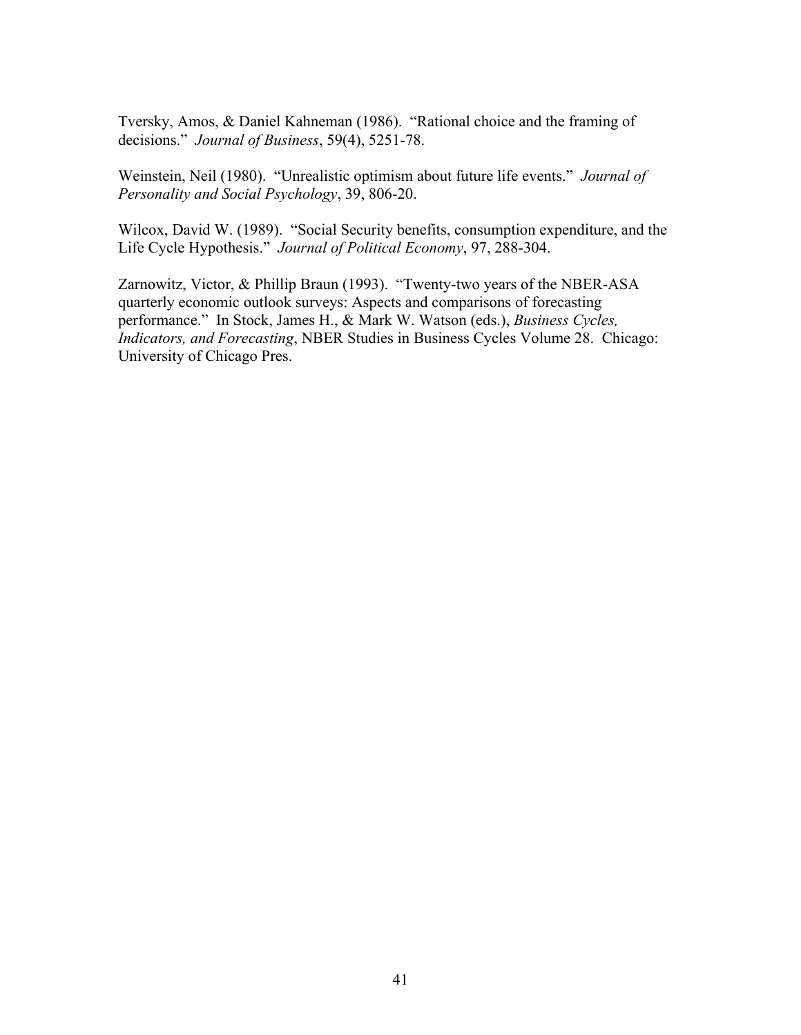Tversky, Amos, & Daniel Kahneman (1986). "Rational choice and the framing of decisions." *Journal of Business*, 59(4), 5251-78.

Weinstein, Neil (1980). "Unrealistic optimism about future life events." *Journal of Personality and Social Psychology*, 39, 806-20.

Wilcox, David W. (1989). "Social Security benefits, consumption expenditure, and the Life Cycle Hypothesis." *Journal of Political Economy*, 97, 288-304.

Zarnowitz, Victor, & Phillip Braun (1993). "Twenty-two years of the NBER-ASA quarterly economic outlook surveys: Aspects and comparisons of forecasting performance." In Stock, James H., & Mark W. Watson (eds.), *Business Cycles, Indicators, and Forecasting*, NBER Studies in Business Cycles Volume 28. Chicago: University of Chicago Pres.